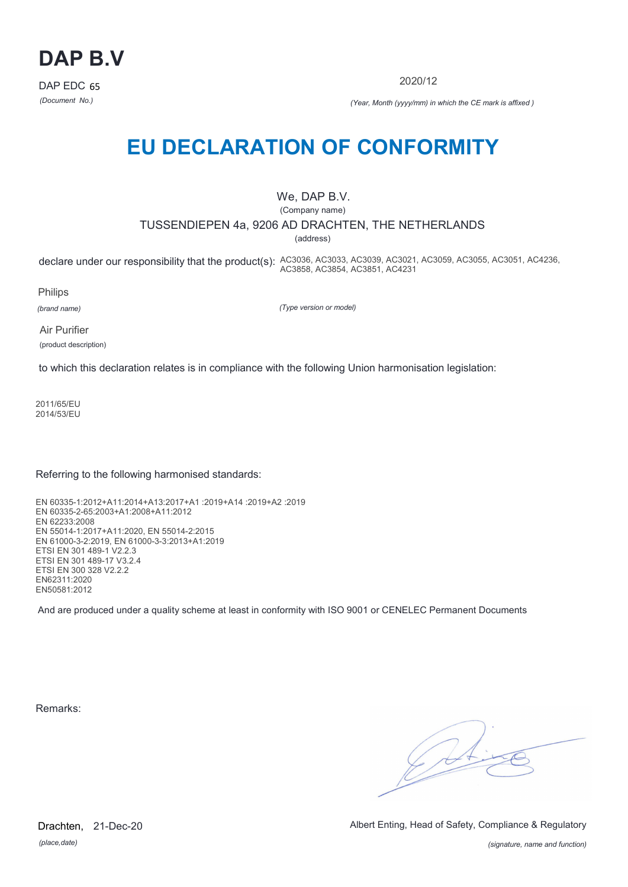# DAP B.V

DAP EDC 65
*(Document No.)*

2020/12
*(Year, Month (yyyy/mm) in which the CE mark is affixed )*

# EU DECLARATION OF CONFORMITY

We, DAP B.V.
(Company name)

TUSSENDIEPEN 4a, 9206 AD DRACHTEN, THE NETHERLANDS
(address)

declare under our responsibility that the product(s): AC3036, AC3033, AC3039, AC3021, AC3059, AC3055, AC3051, AC4236, AC3858, AC3854, AC3851, AC4231

Philips
*(brand name)*

*(Type version or model)*

Air Purifier
(product description)

to which this declaration relates is in compliance with the following Union harmonisation legislation:

2011/65/EU
2014/53/EU

Referring to the following harmonised standards:

EN 60335-1:2012+A11:2014+A13:2017+A1 :2019+A14 :2019+A2 :2019
EN 60335-2-65:2003+A1:2008+A11:2012
EN 62233:2008
EN 55014-1:2017+A11:2020, EN 55014-2:2015
EN 61000-3-2:2019, EN 61000-3-3:2013+A1:2019
ETSI EN 301 489-1 V2.2.3
ETSI EN 301 489-17 V3.2.4
ETSI EN 300 328 V2.2.2
EN62311:2020
EN50581:2012

And are produced under a quality scheme at least in conformity with ISO 9001 or CENELEC Permanent Documents

Remarks:

Drachten, 21-Dec-20
*(place,date)*

Albert Enting, Head of Safety, Compliance & Regulatory
*(signature, name and function)*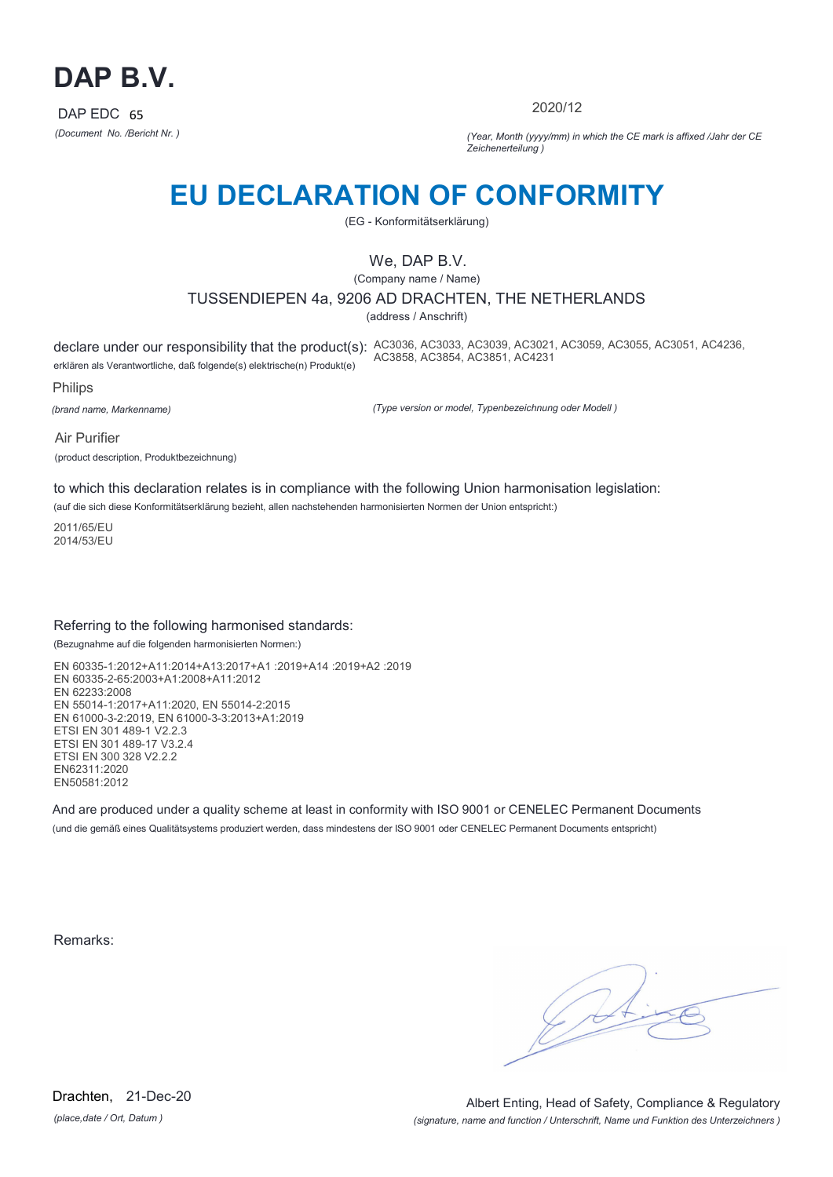# DAP B.V.

DAP EDC 65

*(Document No. /Bericht Nr. )*

2020/12

*(Year, Month (yyyy/mm) in which the CE mark is affixed /Jahr der CE Zeichenerteilung )*

# EU DECLARATION OF CONFORMITY

(EG - Konformitätserklärung)

We, DAP B.V.

(Company name / Name)

TUSSENDIEPEN 4a, 9206 AD DRACHTEN, THE NETHERLANDS

(address / Anschrift)

declare under our responsibility that the product(s):
erklären als Verantwortliche, daß folgende(s) elektrische(n) Produkt(e)

AC3036, AC3033, AC3039, AC3021, AC3059, AC3055, AC3051, AC4236, AC3858, AC3854, AC3851, AC4231

Philips

*(brand name, Markenname)*

*(Type version or model, Typenbezeichnung oder Modell )*

Air Purifier

(product description, Produktbezeichnung)

to which this declaration relates is in compliance with the following Union harmonisation legislation:

(auf die sich diese Konformitätserklärung bezieht, allen nachstehenden harmonisierten Normen der Union entspricht:)

2011/65/EU
2014/53/EU

Referring to the following harmonised standards:

(Bezugnahme auf die folgenden harmonisierten Normen:)

EN 60335-1:2012+A11:2014+A13:2017+A1 :2019+A14 :2019+A2 :2019
EN 60335-2-65:2003+A1:2008+A11:2012
EN 62233:2008
EN 55014-1:2017+A11:2020, EN 55014-2:2015
EN 61000-3-2:2019, EN 61000-3-3:2013+A1:2019
ETSI EN 301 489-1 V2.2.3
ETSI EN 301 489-17 V3.2.4
ETSI EN 300 328 V2.2.2
EN62311:2020
EN50581:2012

And are produced under a quality scheme at least in conformity with ISO 9001 or CENELEC Permanent Documents

(und die gemäß eines Qualitätsystems produziert werden, dass mindestens der ISO 9001 oder CENELEC Permanent Documents entspricht)

Remarks:

Drachten, 21-Dec-20

*(place,date / Ort, Datum )*

Albert Enting, Head of Safety, Compliance & Regulatory

*(signature, name and function / Unterschrift, Name und Funktion des Unterzeichners )*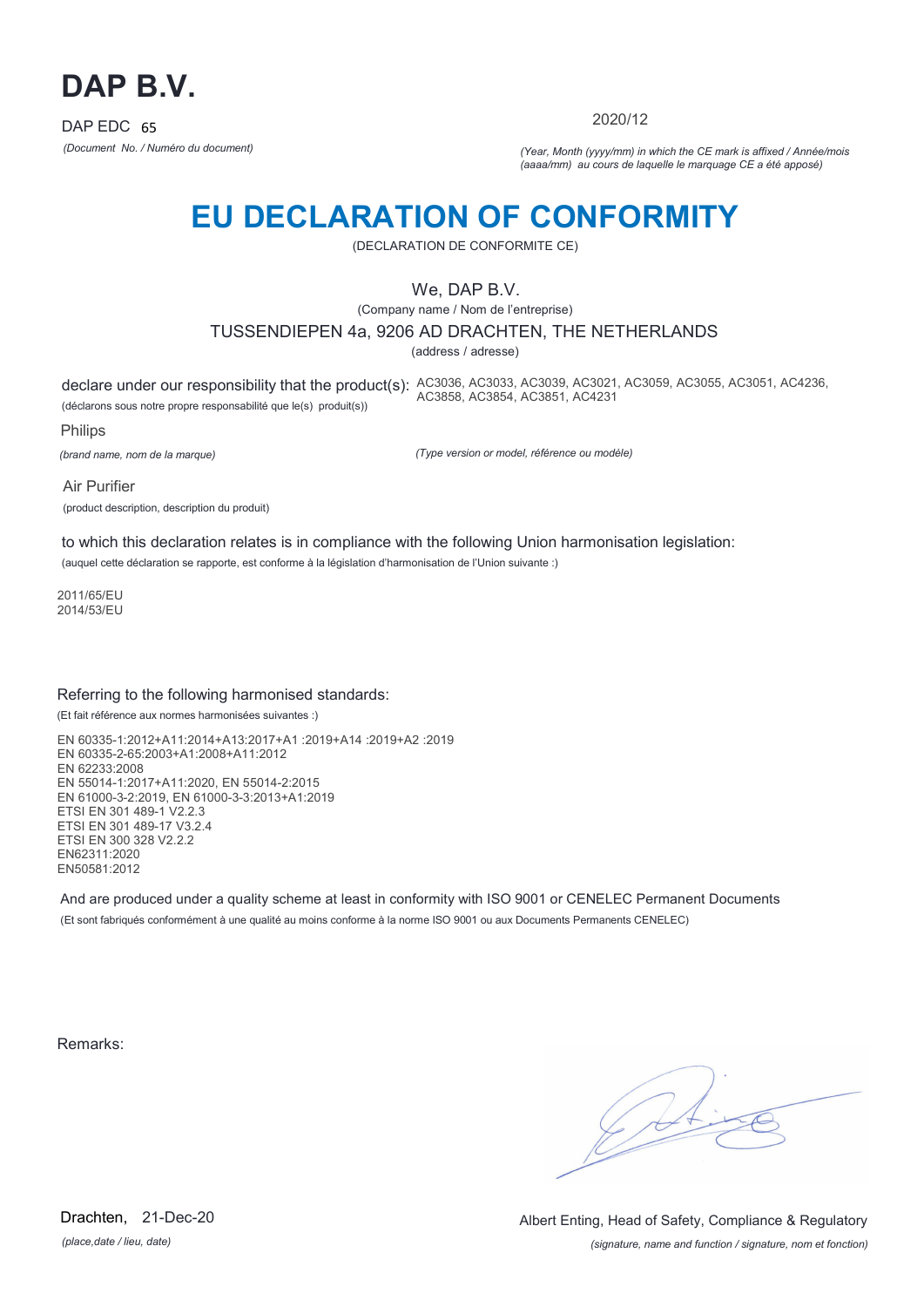# DAP B.V.

DAP EDC 65

*(Document No. / Numéro du document)*

2020/12

*(Year, Month (yyyy/mm) in which the CE mark is affixed / Année/mois (aaaa/mm) au cours de laquelle le marquage CE a été apposé)*

# EU DECLARATION OF CONFORMITY

(DECLARATION DE CONFORMITE CE)

We, DAP B.V.

(Company name / Nom de l'entreprise)

TUSSENDIEPEN 4a, 9206 AD DRACHTEN, THE NETHERLANDS

(address / adresse)

declare under our responsibility that the product(s): AC3036, AC3033, AC3039, AC3021, AC3059, AC3055, AC3051, AC4236, AC3858, AC3854, AC3851, AC4231

(déclarons sous notre propre responsabilité que le(s) produit(s))

Philips

*(brand name, nom de la marque)*

*(Type version or model, référence ou modèle)*

Air Purifier

(product description, description du produit)

to which this declaration relates is in compliance with the following Union harmonisation legislation:

(auquel cette déclaration se rapporte, est conforme à la législation d'harmonisation de l'Union suivante :)

2011/65/EU
2014/53/EU

Referring to the following harmonised standards:

(Et fait référence aux normes harmonisées suivantes :)

EN 60335-1:2012+A11:2014+A13:2017+A1 :2019+A14 :2019+A2 :2019
EN 60335-2-65:2003+A1:2008+A11:2012
EN 62233:2008
EN 55014-1:2017+A11:2020, EN 55014-2:2015
EN 61000-3-2:2019, EN 61000-3-3:2013+A1:2019
ETSI EN 301 489-1 V2.2.3
ETSI EN 301 489-17 V3.2.4
ETSI EN 300 328 V2.2.2
EN62311:2020
EN50581:2012

And are produced under a quality scheme at least in conformity with ISO 9001 or CENELEC Permanent Documents

(Et sont fabriqués conformément à une qualité au moins conforme à la norme ISO 9001 ou aux Documents Permanents CENELEC)

Remarks:

Drachten, 21-Dec-20

*(place,date / lieu, date)*

Albert Enting, Head of Safety, Compliance & Regulatory

*(signature, name and function / signature, nom et fonction)*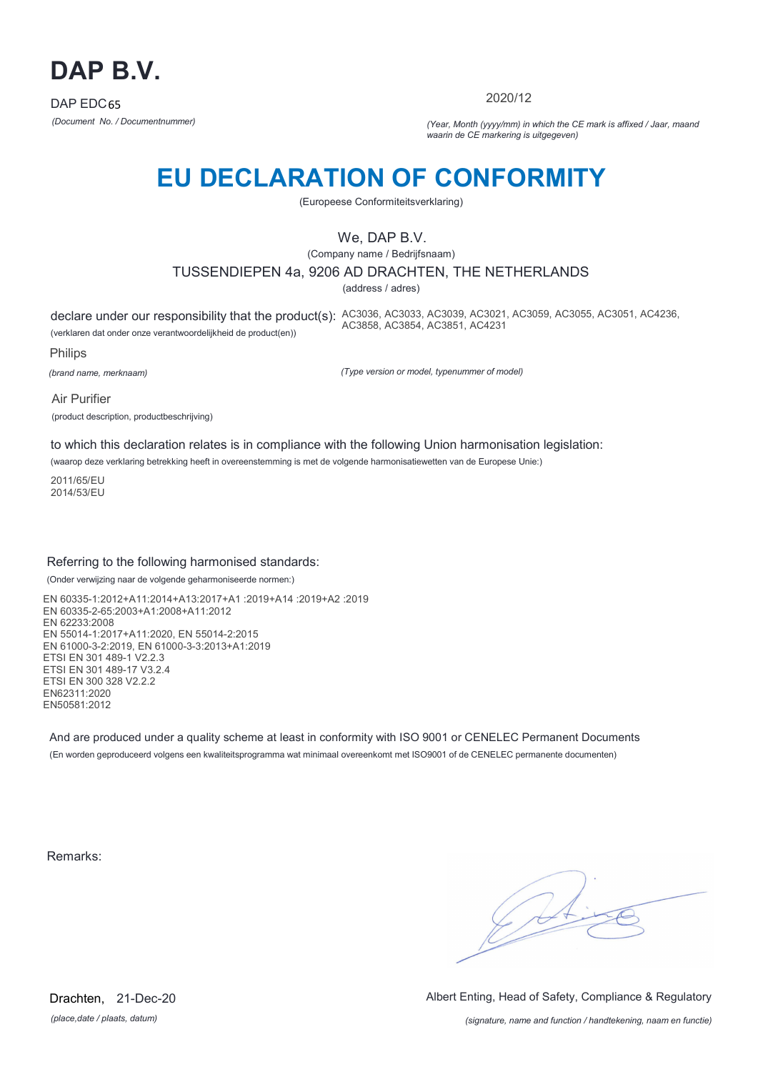# DAP B.V.

DAP EDC65

*(Document No. / Documentnummer)*

2020/12

*(Year, Month (yyyy/mm) in which the CE mark is affixed / Jaar, maand waarin de CE markering is uitgegeven)*

## EU DECLARATION OF CONFORMITY

(Europeese Conformiteitsverklaring)

We, DAP B.V.

(Company name / Bedrijfsnaam)

TUSSENDIEPEN 4a, 9206 AD DRACHTEN, THE NETHERLANDS

(address / adres)

declare under our responsibility that the product(s): AC3036, AC3033, AC3039, AC3021, AC3059, AC3055, AC3051, AC4236, AC3858, AC3854, AC3851, AC4231

(verklaren dat onder onze verantwoordelijkheid de product(en))

Philips

*(brand name, merknaam)*

*(Type version or model, typenummer of model)*

Air Purifier

(product description, productbeschrijving)

to which this declaration relates is in compliance with the following Union harmonisation legislation:

(waarop deze verklaring betrekking heeft in overeenstemming is met de volgende harmonisatiewetten van de Europese Unie:)

2011/65/EU
2014/53/EU

Referring to the following harmonised standards:

(Onder verwijzing naar de volgende geharmoniseerde normen:)

EN 60335-1:2012+A11:2014+A13:2017+A1 :2019+A14 :2019+A2 :2019
EN 60335-2-65:2003+A1:2008+A11:2012
EN 62233:2008
EN 55014-1:2017+A11:2020, EN 55014-2:2015
EN 61000-3-2:2019, EN 61000-3-3:2013+A1:2019
ETSI EN 301 489-1 V2.2.3
ETSI EN 301 489-17 V3.2.4
ETSI EN 300 328 V2.2.2
EN62311:2020
EN50581:2012

And are produced under a quality scheme at least in conformity with ISO 9001 or CENELEC Permanent Documents

(En worden geproduceerd volgens een kwaliteitsprogramma wat minimaal overeenkomt met ISO9001 of de CENELEC permanente documenten)

Remarks:

Drachten, 21-Dec-20

*(place,date / plaats, datum)*

Albert Enting, Head of Safety, Compliance & Regulatory

*(signature, name and function / handtekening, naam en functie)*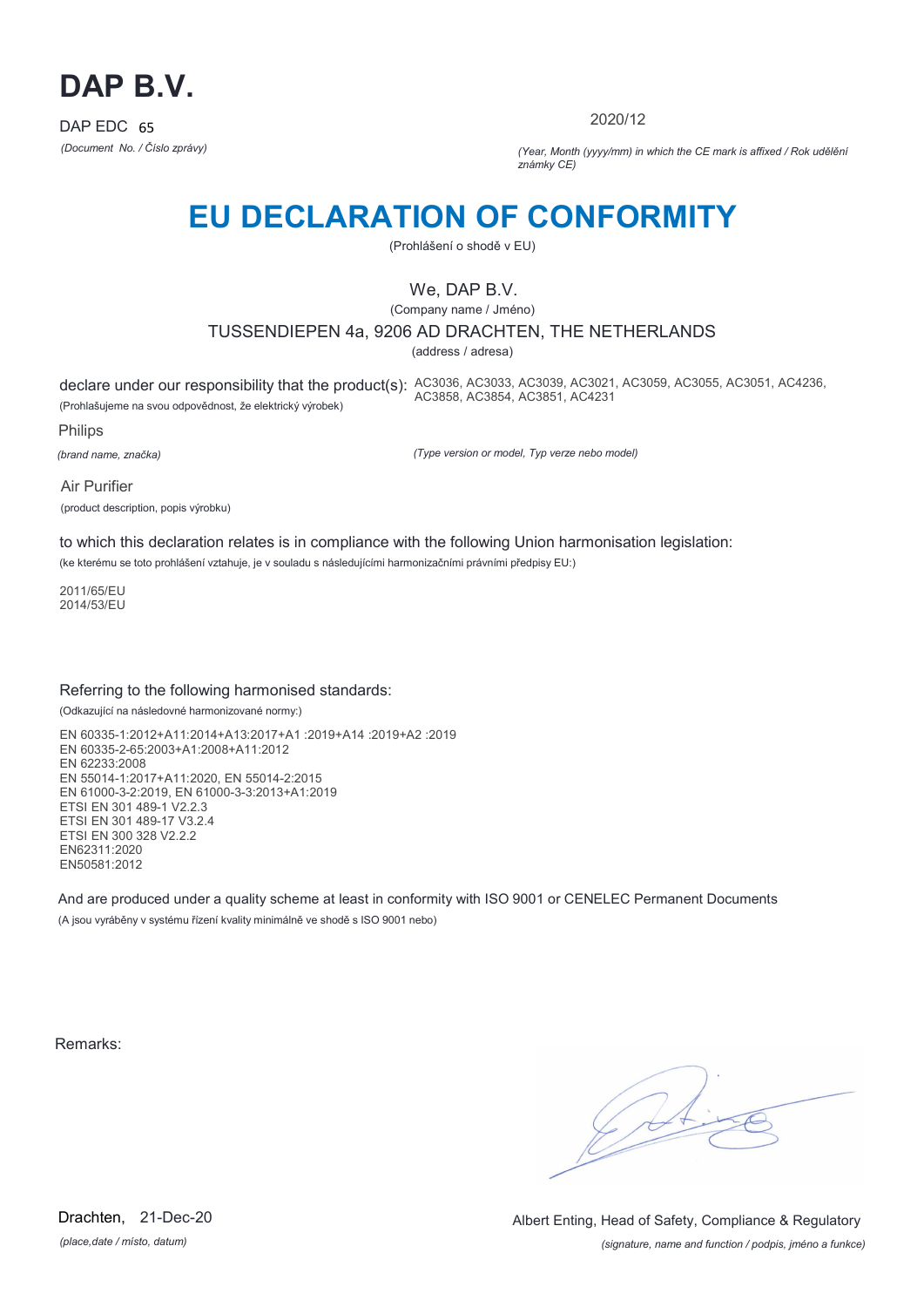# DAP B.V.

DAP EDC 65

*(Document No. / Číslo zprávy)*

2020/12

*(Year, Month (yyyy/mm) in which the CE mark is affixed / Rok udělění známky CE)*

# EU DECLARATION OF CONFORMITY

(Prohlášení o shodě v EU)

We, DAP B.V.

(Company name / Jméno)

TUSSENDIEPEN 4a, 9206 AD DRACHTEN, THE NETHERLANDS

(address / adresa)

declare under our responsibility that the product(s): AC3036, AC3033, AC3039, AC3021, AC3059, AC3055, AC3051, AC4236, AC3858, AC3854, AC3851, AC4231

(Prohlašujeme na svou odpovědnost, že elektrický výrobek)

Philips

*(brand name, značka)*

*(Type version or model, Typ verze nebo model)*

Air Purifier

(product description, popis výrobku)

to which this declaration relates is in compliance with the following Union harmonisation legislation:

(ke kterému se toto prohlášení vztahuje, je v souladu s následujícími harmonizačními právními předpisy EU:)

2011/65/EU
2014/53/EU

Referring to the following harmonised standards:

(Odkazující na následovné harmonizované normy:)

EN 60335-1:2012+A11:2014+A13:2017+A1 :2019+A14 :2019+A2 :2019
EN 60335-2-65:2003+A1:2008+A11:2012
EN 62233:2008
EN 55014-1:2017+A11:2020, EN 55014-2:2015
EN 61000-3-2:2019, EN 61000-3-3:2013+A1:2019
ETSI EN 301 489-1 V2.2.3
ETSI EN 301 489-17 V3.2.4
ETSI EN 300 328 V2.2.2
EN62311:2020
EN50581:2012

And are produced under a quality scheme at least in conformity with ISO 9001 or CENELEC Permanent Documents

(A jsou vyráběny v systému řízení kvality minimálně ve shodě s ISO 9001 nebo)

Remarks:

Drachten, 21-Dec-20

*(place,date / místo, datum)*

Albert Enting, Head of Safety, Compliance & Regulatory

*(signature, name and function / podpis, jméno a funkce)*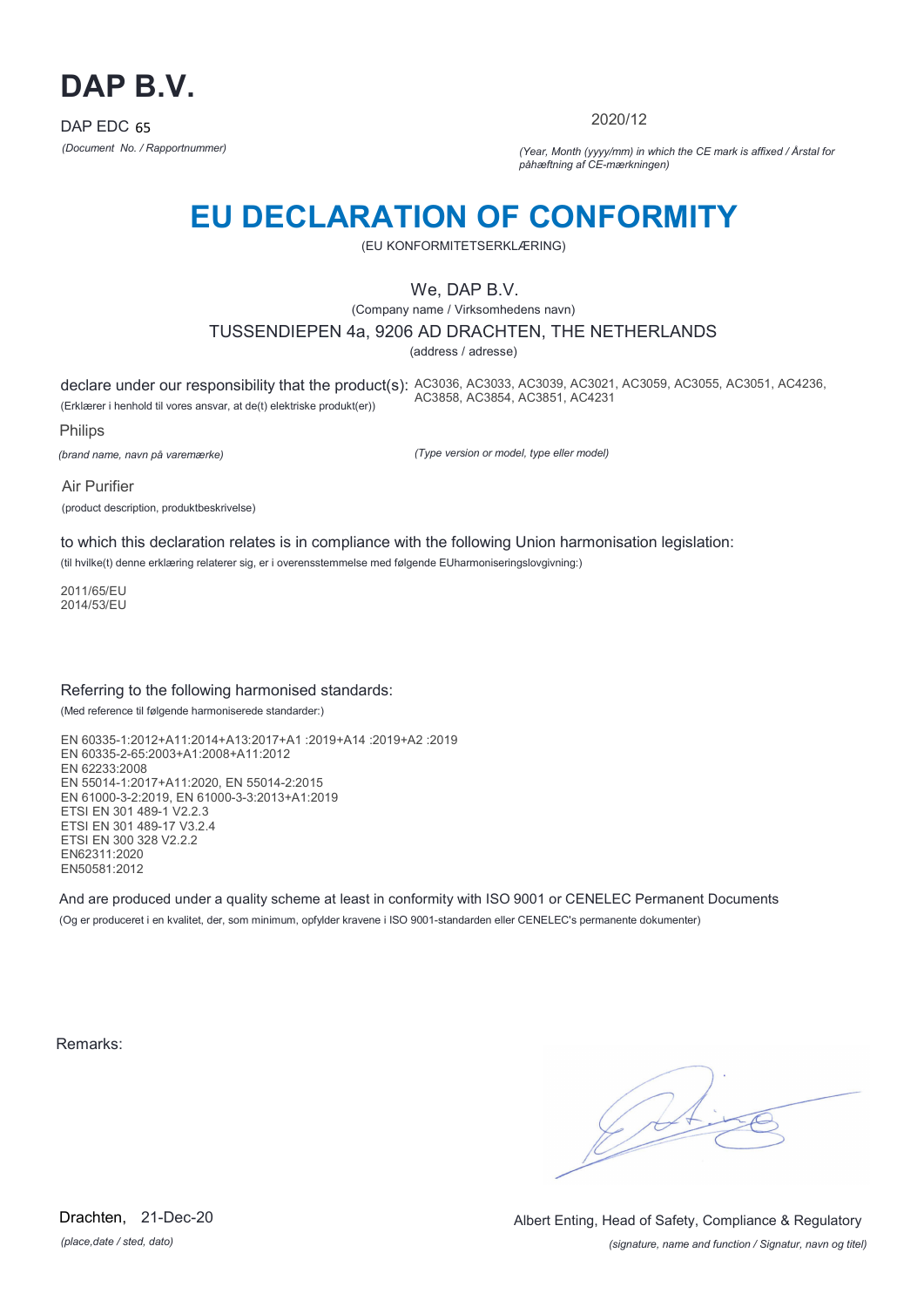# DAP B.V.

DAP EDC 65

*(Document No. / Rapportnummer)*

2020/12

*(Year, Month (yyyy/mm) in which the CE mark is affixed / Årstal for påhæftning af CE-mærkningen)*

# EU DECLARATION OF CONFORMITY

(EU KONFORMITETSERKLÆRING)

We, DAP B.V.

(Company name / Virksomhedens navn)

TUSSENDIEPEN 4a, 9206 AD DRACHTEN, THE NETHERLANDS

(address / adresse)

declare under our responsibility that the product(s): AC3036, AC3033, AC3039, AC3021, AC3059, AC3055, AC3051, AC4236, AC3858, AC3854, AC3851, AC4231

(Erklærer i henhold til vores ansvar, at de(t) elektriske produkt(er))

Philips

*(brand name, navn på varemærke)*

*(Type version or model, type eller model)*

Air Purifier

(product description, produktbeskrivelse)

to which this declaration relates is in compliance with the following Union harmonisation legislation:

(til hvilke(t) denne erklæring relaterer sig, er i overensstemmelse med følgende EUharmoniseringslovgivning:)

2011/65/EU
2014/53/EU

Referring to the following harmonised standards:

(Med reference til følgende harmoniserede standarder:)

EN 60335-1:2012+A11:2014+A13:2017+A1 :2019+A14 :2019+A2 :2019
EN 60335-2-65:2003+A1:2008+A11:2012
EN 62233:2008
EN 55014-1:2017+A11:2020, EN 55014-2:2015
EN 61000-3-2:2019, EN 61000-3-3:2013+A1:2019
ETSI EN 301 489-1 V2.2.3
ETSI EN 301 489-17 V3.2.4
ETSI EN 300 328 V2.2.2
EN62311:2020
EN50581:2012

And are produced under a quality scheme at least in conformity with ISO 9001 or CENELEC Permanent Documents

(Og er produceret i en kvalitet, der, som minimum, opfylder kravene i ISO 9001-standarden eller CENELEC's permanente dokumenter)

Remarks:

Drachten, 21-Dec-20

*(place,date / sted, dato)*

Albert Enting, Head of Safety, Compliance & Regulatory

*(signature, name and function / Signatur, navn og titel)*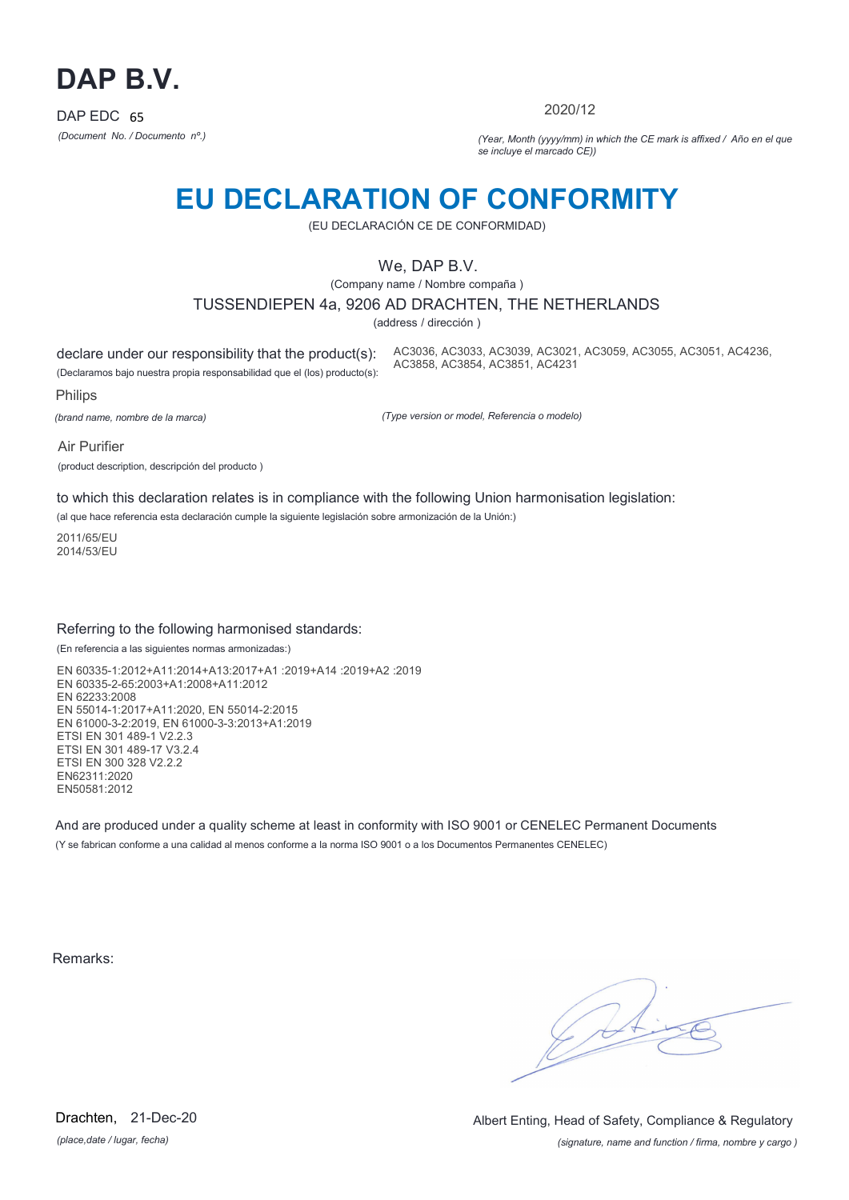# DAP B.V.

DAP EDC 65

*(Document No. / Documento nº.)*

2020/12

*(Year, Month (yyyy/mm) in which the CE mark is affixed / Año en el que se incluye el marcado CE))*

# EU DECLARATION OF CONFORMITY

(EU DECLARACIÓN CE DE CONFORMIDAD)

We, DAP B.V.

(Company name / Nombre compaña )

TUSSENDIEPEN 4a, 9206 AD DRACHTEN, THE NETHERLANDS

(address / dirección )

declare under our responsibility that the product(s):

(Declaramos bajo nuestra propia responsabilidad que el (los) producto(s):

AC3036, AC3033, AC3039, AC3021, AC3059, AC3055, AC3051, AC4236, AC3858, AC3854, AC3851, AC4231

*(Type version or model, Referencia o modelo)*

Philips

*(brand name, nombre de la marca)*

Air Purifier

(product description, descripción del producto )

to which this declaration relates is in compliance with the following Union harmonisation legislation:

(al que hace referencia esta declaración cumple la siguiente legislación sobre armonización de la Unión:)

2011/65/EU
2014/53/EU

Referring to the following harmonised standards:

(En referencia a las siguientes normas armonizadas:)

EN 60335-1:2012+A11:2014+A13:2017+A1 :2019+A14 :2019+A2 :2019
EN 60335-2-65:2003+A1:2008+A11:2012
EN 62233:2008
EN 55014-1:2017+A11:2020, EN 55014-2:2015
EN 61000-3-2:2019, EN 61000-3-3:2013+A1:2019
ETSI EN 301 489-1 V2.2.3
ETSI EN 301 489-17 V3.2.4
ETSI EN 300 328 V2.2.2
EN62311:2020
EN50581:2012

And are produced under a quality scheme at least in conformity with ISO 9001 or CENELEC Permanent Documents

(Y se fabrican conforme a una calidad al menos conforme a la norma ISO 9001 o a los Documentos Permanentes CENELEC)

Remarks:

Drachten, 21-Dec-20

*(place,date / lugar, fecha)*

Albert Enting, Head of Safety, Compliance & Regulatory

*(signature, name and function / firma, nombre y cargo )*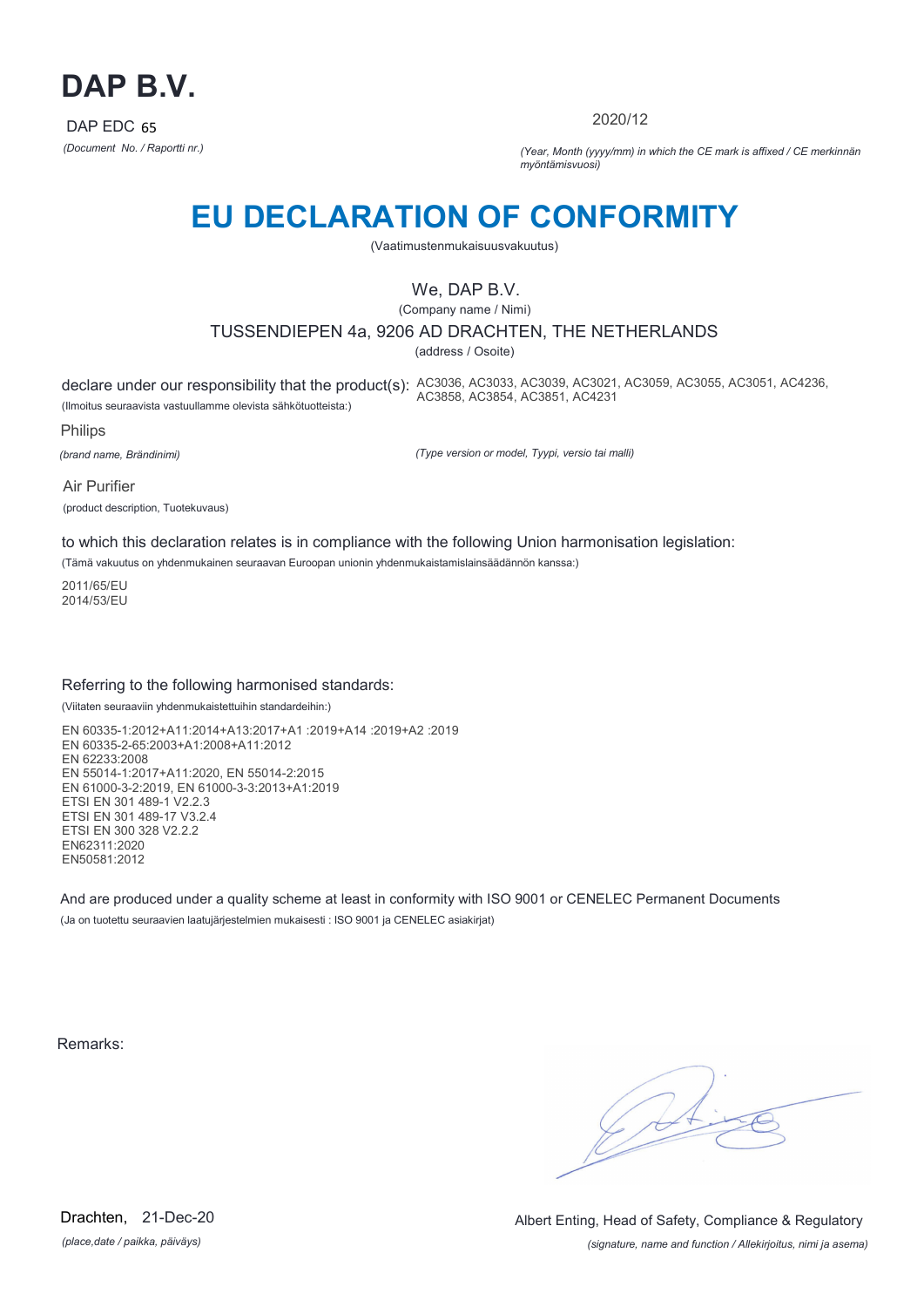# DAP B.V.

DAP EDC 65

*(Document No. / Raportti nr.)*

2020/12

*(Year, Month (yyyy/mm) in which the CE mark is affixed / CE merkinnän myöntämisvuosi)*

# EU DECLARATION OF CONFORMITY

(Vaatimustenmukaisuusvakuutus)

We, DAP B.V.

(Company name / Nimi)

TUSSENDIEPEN 4a, 9206 AD DRACHTEN, THE NETHERLANDS

(address / Osoite)

declare under our responsibility that the product(s): AC3036, AC3033, AC3039, AC3021, AC3059, AC3055, AC3051, AC4236, AC3858, AC3854, AC3851, AC4231

(Ilmoitus seuraavista vastuullamme olevista sähkötuotteista:)

Philips

*(brand name, Brändinimi)*

*(Type version or model, Tyypi, versio tai malli)*

Air Purifier

(product description, Tuotekuvaus)

to which this declaration relates is in compliance with the following Union harmonisation legislation:

(Tämä vakuutus on yhdenmukainen seuraavan Euroopan unionin yhdenmukaistamislainsäädännön kanssa:)

2011/65/EU
2014/53/EU

Referring to the following harmonised standards:

(Viitaten seuraaviin yhdenmukaistettuihin standardeihin:)

EN 60335-1:2012+A11:2014+A13:2017+A1 :2019+A14 :2019+A2 :2019
EN 60335-2-65:2003+A1:2008+A11:2012
EN 62233:2008
EN 55014-1:2017+A11:2020, EN 55014-2:2015
EN 61000-3-2:2019, EN 61000-3-3:2013+A1:2019
ETSI EN 301 489-1 V2.2.3
ETSI EN 301 489-17 V3.2.4
ETSI EN 300 328 V2.2.2
EN62311:2020
EN50581:2012

And are produced under a quality scheme at least in conformity with ISO 9001 or CENELEC Permanent Documents

(Ja on tuotettu seuraavien laatujärjestelmien mukaisesti : ISO 9001 ja CENELEC asiakirjat)

Remarks:

Drachten, 21-Dec-20

*(place,date / paikka, päiväys)*

Albert Enting, Head of Safety, Compliance & Regulatory

*(signature, name and function / Allekirjoitus, nimi ja asema)*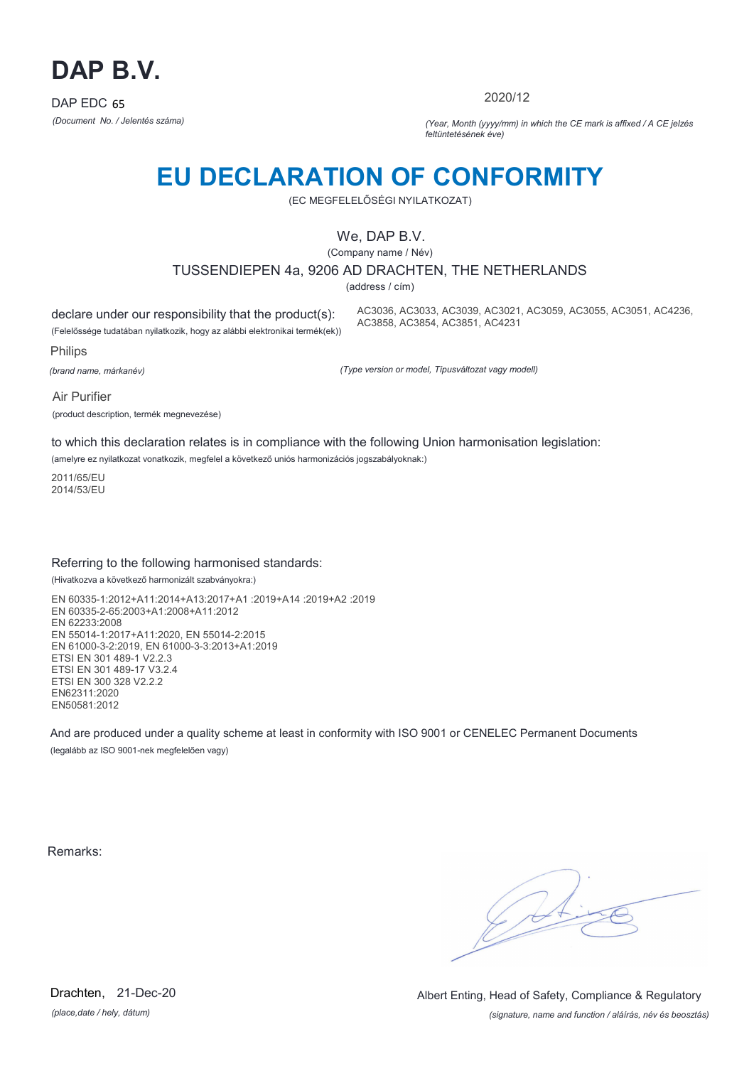# DAP B.V.

DAP EDC 65

*(Document No. / Jelentés száma)*

2020/12

*(Year, Month (yyyy/mm) in which the CE mark is affixed / A CE jelzés feltüntetésének éve)*

# EU DECLARATION OF CONFORMITY

(EC MEGFELELŐSÉGI NYILATKOZAT)

We, DAP B.V.

(Company name / Név)

TUSSENDIEPEN 4a, 9206 AD DRACHTEN, THE NETHERLANDS

(address / cím)

declare under our responsibility that the product(s):

(Felelőssége tudatában nyilatkozik, hogy az alábbi elektronikai termék(ek))

AC3036, AC3033, AC3039, AC3021, AC3059, AC3055, AC3051, AC4236, AC3858, AC3854, AC3851, AC4231

Philips

*(brand name, márkanév)*

*(Type version or model, Típusváltozat vagy modell)*

Air Purifier

(product description, termék megnevezése)

to which this declaration relates is in compliance with the following Union harmonisation legislation:

(amelyre ez nyilatkozat vonatkozik, megfelel a következő uniós harmonizációs jogszabályoknak:)

2011/65/EU
2014/53/EU

Referring to the following harmonised standards:

(Hivatkozva a következő harmonizált szabványokra:)

EN 60335-1:2012+A11:2014+A13:2017+A1 :2019+A14 :2019+A2 :2019
EN 60335-2-65:2003+A1:2008+A11:2012
EN 62233:2008
EN 55014-1:2017+A11:2020, EN 55014-2:2015
EN 61000-3-2:2019, EN 61000-3-3:2013+A1:2019
ETSI EN 301 489-1 V2.2.3
ETSI EN 301 489-17 V3.2.4
ETSI EN 300 328 V2.2.2
EN62311:2020
EN50581:2012

And are produced under a quality scheme at least in conformity with ISO 9001 or CENELEC Permanent Documents

(legalább az ISO 9001-nek megfelelően vagy)

Remarks:

Drachten, 21-Dec-20

*(place,date / hely, dátum)*

Albert Enting, Head of Safety, Compliance & Regulatory

*(signature, name and function / aláírás, név és beosztás)*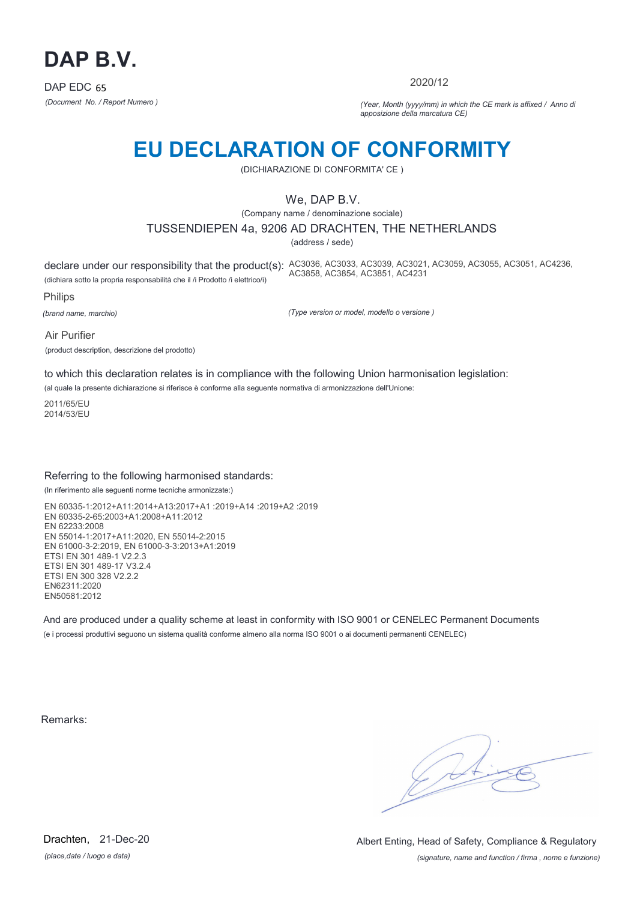# DAP B.V.

DAP EDC 65

*(Document No. / Report Numero )*

2020/12

*(Year, Month (yyyy/mm) in which the CE mark is affixed / Anno di apposizione della marcatura CE)*

# EU DECLARATION OF CONFORMITY

(DICHIARAZIONE DI CONFORMITA' CE )

We, DAP B.V.

(Company name / denominazione sociale)

TUSSENDIEPEN 4a, 9206 AD DRACHTEN, THE NETHERLANDS

(address / sede)

declare under our responsibility that the product(s): AC3036, AC3033, AC3039, AC3021, AC3059, AC3055, AC3051, AC4236, AC3858, AC3854, AC3851, AC4231

(dichiara sotto la propria responsabilità che il /i Prodotto /i elettrico/i)

Philips

*(brand name, marchio)*

*(Type version or model, modello o versione )*

Air Purifier

(product description, descrizione del prodotto)

to which this declaration relates is in compliance with the following Union harmonisation legislation:

(al quale la presente dichiarazione si riferisce è conforme alla seguente normativa di armonizzazione dell'Unione:

2011/65/EU
2014/53/EU

Referring to the following harmonised standards:

(In riferimento alle seguenti norme tecniche armonizzate:)

EN 60335-1:2012+A11:2014+A13:2017+A1 :2019+A14 :2019+A2 :2019
EN 60335-2-65:2003+A1:2008+A11:2012
EN 62233:2008
EN 55014-1:2017+A11:2020, EN 55014-2:2015
EN 61000-3-2:2019, EN 61000-3-3:2013+A1:2019
ETSI EN 301 489-1 V2.2.3
ETSI EN 301 489-17 V3.2.4
ETSI EN 300 328 V2.2.2
EN62311:2020
EN50581:2012

And are produced under a quality scheme at least in conformity with ISO 9001 or CENELEC Permanent Documents

(e i processi produttivi seguono un sistema qualità conforme almeno alla norma ISO 9001 o ai documenti permanenti CENELEC)

Remarks:

Drachten, 21-Dec-20

*(place,date / luogo e data)*

Albert Enting, Head of Safety, Compliance & Regulatory

*(signature, name and function / firma , nome e funzione)*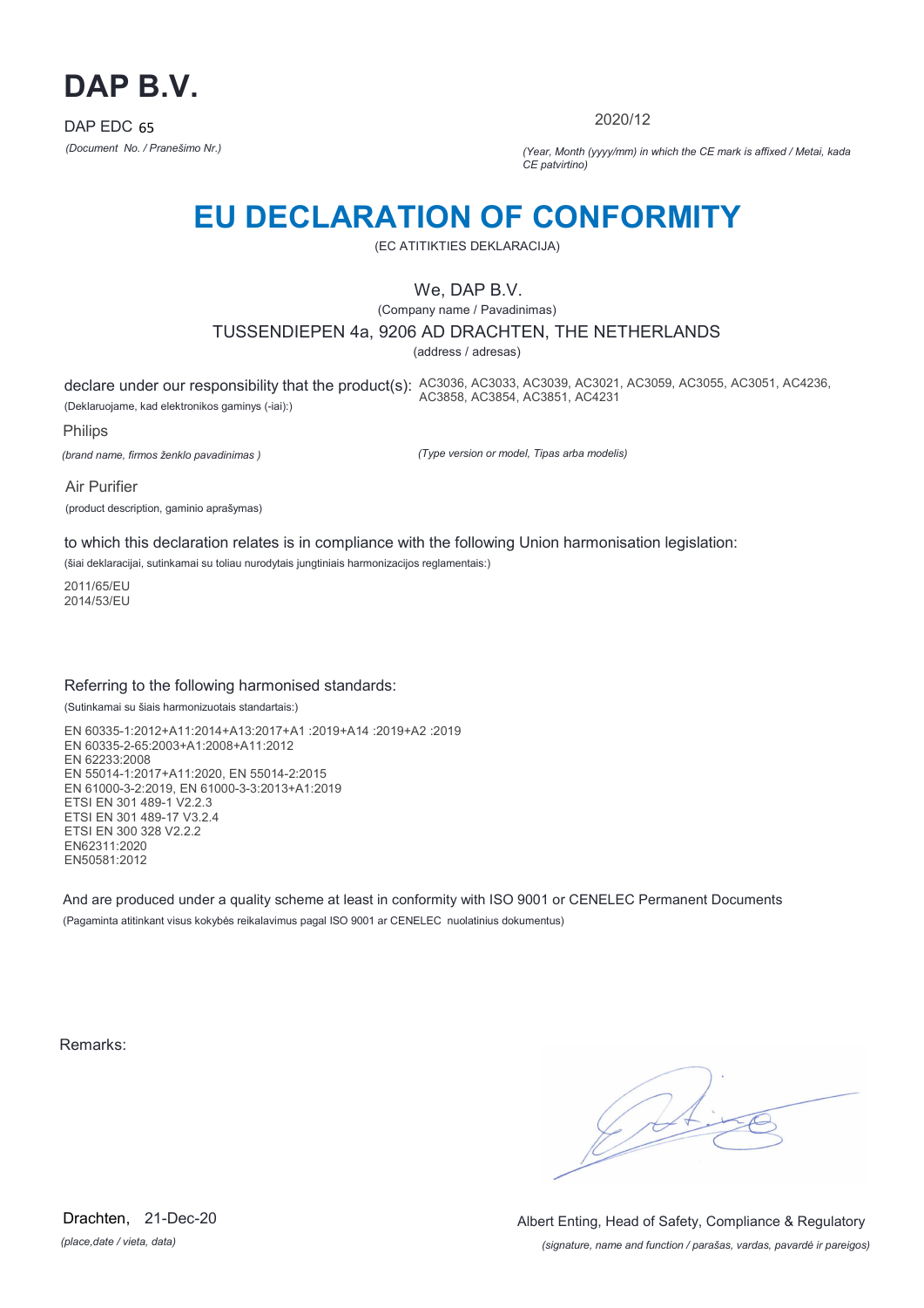# DAP B.V.

DAP EDC 65

*(Document No. / Pranešimo Nr.)*

2020/12

*(Year, Month (yyyy/mm) in which the CE mark is affixed / Metai, kada CE patvirtino)*

# EU DECLARATION OF CONFORMITY

(EC ATITIKTIES DEKLARACIJA)

We, DAP B.V.

(Company name / Pavadinimas)

TUSSENDIEPEN 4a, 9206 AD DRACHTEN, THE NETHERLANDS

(address / adresas)

declare under our responsibility that the product(s): AC3036, AC3033, AC3039, AC3021, AC3059, AC3055, AC3051, AC4236, AC3858, AC3854, AC3851, AC4231

(Deklaruojame, kad elektronikos gaminys (-iai):)

Philips

*(brand name, firmos ženklo pavadinimas )*

*(Type version or model, Tipas arba modelis)*

Air Purifier

(product description, gaminio aprašymas)

to which this declaration relates is in compliance with the following Union harmonisation legislation:

(šiai deklaracijai, sutinkamai su toliau nurodytais jungtiniais harmonizacijos reglamentais:)

2011/65/EU
2014/53/EU

Referring to the following harmonised standards:

(Sutinkamai su šiais harmonizuotais standartais:)

EN 60335-1:2012+A11:2014+A13:2017+A1 :2019+A14 :2019+A2 :2019
EN 60335-2-65:2003+A1:2008+A11:2012
EN 62233:2008
EN 55014-1:2017+A11:2020, EN 55014-2:2015
EN 61000-3-2:2019, EN 61000-3-3:2013+A1:2019
ETSI EN 301 489-1 V2.2.3
ETSI EN 301 489-17 V3.2.4
ETSI EN 300 328 V2.2.2
EN62311:2020
EN50581:2012

And are produced under a quality scheme at least in conformity with ISO 9001 or CENELEC Permanent Documents

(Pagaminta atitinkant visus kokybės reikalavimus pagal ISO 9001 ar CENELEC nuolatinius dokumentus)

Remarks:

Drachten, 21-Dec-20

*(place,date / vieta, data)*

Albert Enting, Head of Safety, Compliance & Regulatory

*(signature, name and function / parašas, vardas, pavardė ir pareigos)*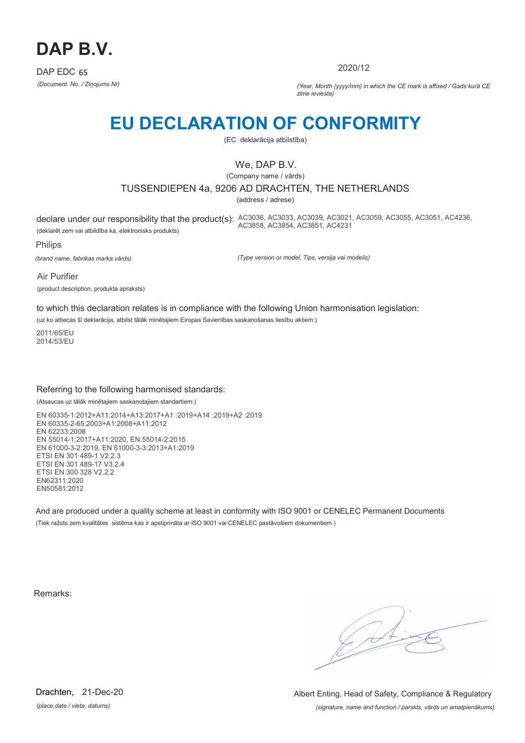# DAP B.V.

DAP EDC 65

*(Document No. / Ziņojums Nr)*

2020/12

*(Year, Month (yyyy/mm) in which the CE mark is affixed / Gads kurā CE zīme ieviesta)*

# EU DECLARATION OF CONFORMITY

(EC deklarācija atbilstība)

We, DAP B.V.

(Company name / vārds)

TUSSENDIEPEN 4a, 9206 AD DRACHTEN, THE NETHERLANDS

(address / adrese)

declare under our responsibility that the product(s): AC3036, AC3033, AC3039, AC3021, AC3059, AC3055, AC3051, AC4236, AC3858, AC3854, AC3851, AC4231

(deklarēt zem vai atbildība ka, elektronisks produkts)

Philips

*(brand name, fabrikas marka vārds)*

*(Type version or model, Tips, versija vai modelis)*

Air Purifier

(product description, produkta apraksts)

to which this declaration relates is in compliance with the following Union harmonisation legislation:

(uz ko attiecas šī deklarācija, atbilst tālāk minētajiem Eiropas Savienības saskaņošanas tiesību aktiem:)

2011/65/EU
2014/53/EU

Referring to the following harmonised standards:

(Atsaucas uz tālāk minētajiem saskaņotajiem standartiem:)

EN 60335-1:2012+A11:2014+A13:2017+A1 :2019+A14 :2019+A2 :2019
EN 60335-2-65:2003+A1:2008+A11:2012
EN 62233:2008
EN 55014-1:2017+A11:2020, EN 55014-2:2015
EN 61000-3-2:2019, EN 61000-3-3:2013+A1:2019
ETSI EN 301 489-1 V2.2.3
ETSI EN 301 489-17 V3.2.4
ETSI EN 300 328 V2.2.2
EN62311:2020
EN50581:2012

And are produced under a quality scheme at least in conformity with ISO 9001 or CENELEC Permanent Documents

(Tiek ražots zem kvalitātes sistēma kas ir apstiprināta ar ISO 9001 vai CENELEC pastāvošiem dokumentiem )

Remarks:

Drachten, 21-Dec-20

*(place,date / vieta, datums)*

Albert Enting, Head of Safety, Compliance & Regulatory

*(signature, name and function / parskts, vārds un amatpienākums)*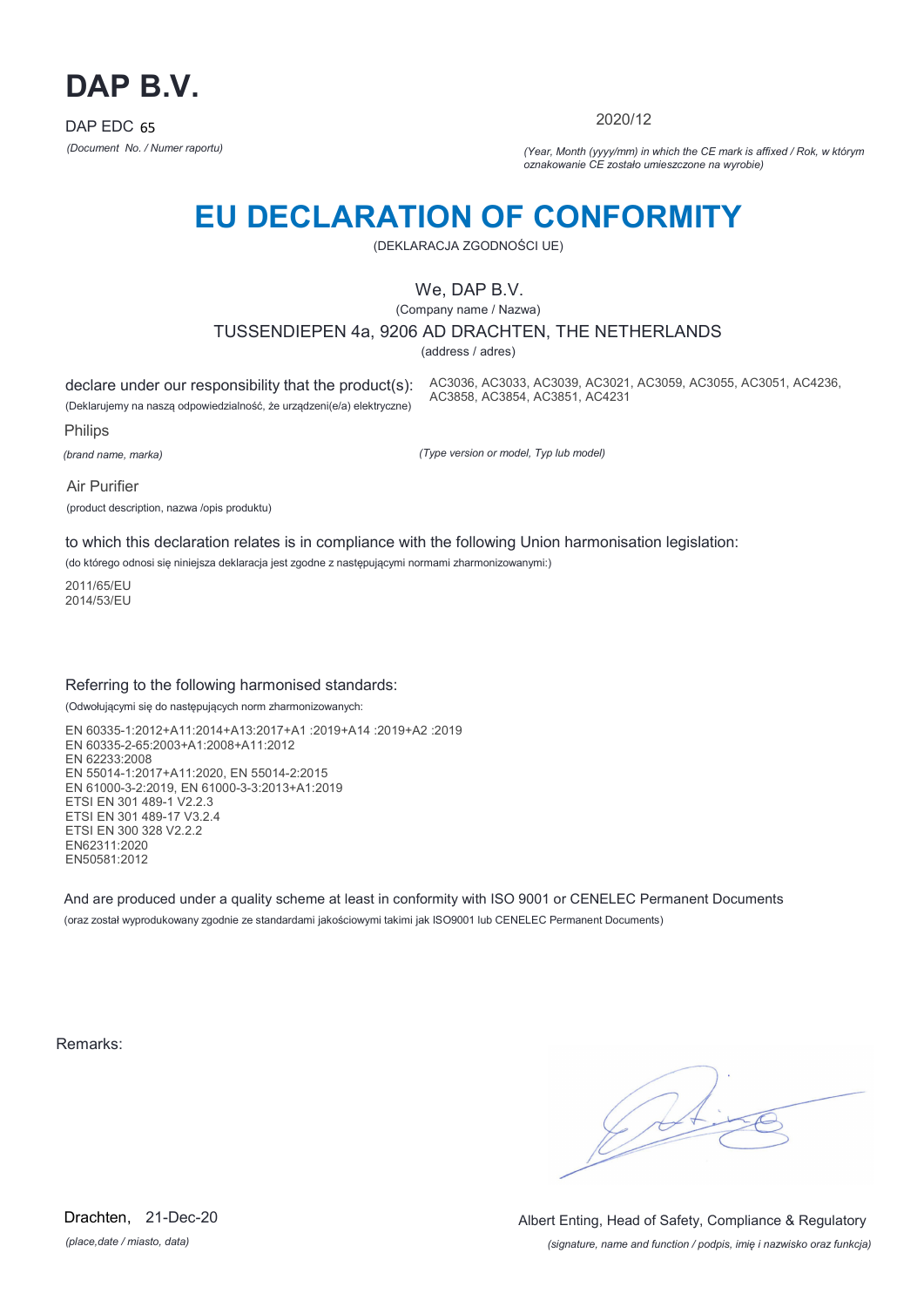# DAP B.V.

DAP EDC 65

*(Document No. / Numer raportu)*

2020/12

*(Year, Month (yyyy/mm) in which the CE mark is affixed / Rok, w którym oznakowanie CE zostało umieszczone na wyrobie)*

## EU DECLARATION OF CONFORMITY

(DEKLARACJA ZGODNOŚCI UE)

We, DAP B.V.

(Company name / Nazwa)

TUSSENDIEPEN 4a, 9206 AD DRACHTEN, THE NETHERLANDS

(address / adres)

declare under our responsibility that the product(s):

(Deklarujemy na naszą odpowiedzialność, że urządzeni(e/a) elektryczne)

AC3036, AC3033, AC3039, AC3021, AC3059, AC3055, AC3051, AC4236, AC3858, AC3854, AC3851, AC4231

Philips

*(brand name, marka)*

*(Type version or model, Typ lub model)*

Air Purifier

(product description, nazwa /opis produktu)

to which this declaration relates is in compliance with the following Union harmonisation legislation:

(do którego odnosi się niniejsza deklaracja jest zgodne z następującymi normami zharmonizowanymi:)

2011/65/EU
2014/53/EU

Referring to the following harmonised standards:

(Odwołującymi się do następujących norm zharmonizowanych:

EN 60335-1:2012+A11:2014+A13:2017+A1 :2019+A14 :2019+A2 :2019
EN 60335-2-65:2003+A1:2008+A11:2012
EN 62233:2008
EN 55014-1:2017+A11:2020, EN 55014-2:2015
EN 61000-3-2:2019, EN 61000-3-3:2013+A1:2019
ETSI EN 301 489-1 V2.2.3
ETSI EN 301 489-17 V3.2.4
ETSI EN 300 328 V2.2.2
EN62311:2020
EN50581:2012

And are produced under a quality scheme at least in conformity with ISO 9001 or CENELEC Permanent Documents

(oraz został wyprodukowany zgodnie ze standardami jakościowymi takimi jak ISO9001 lub CENELEC Permanent Documents)

Remarks:

Drachten, 21-Dec-20

*(place,date / miasto, data)*

Albert Enting, Head of Safety, Compliance & Regulatory

*(signature, name and function / podpis, imię i nazwisko oraz funkcja)*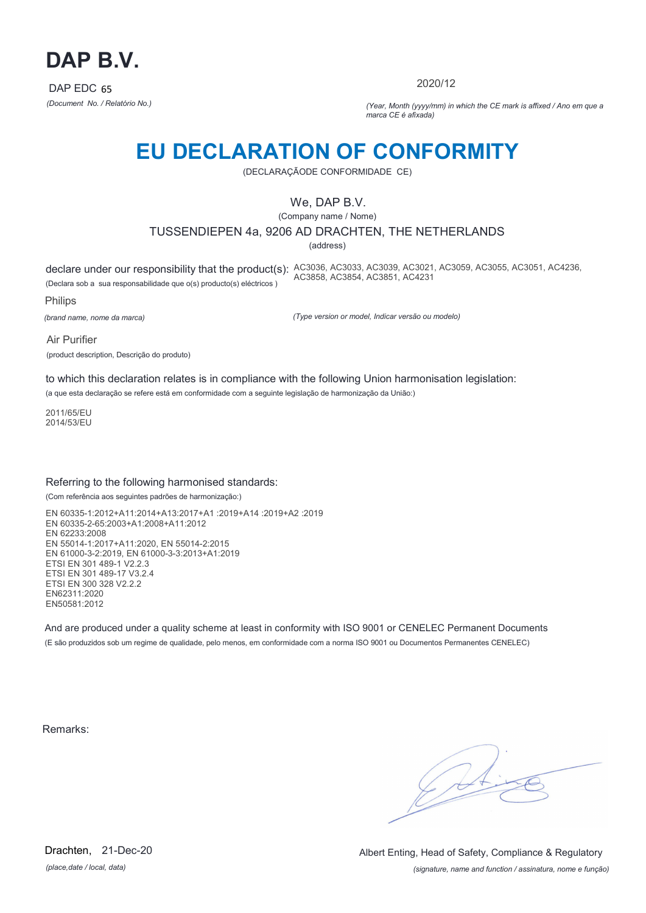# DAP B.V.

DAP EDC 65

*(Document No. / Relatório No.)*

2020/12

*(Year, Month (yyyy/mm) in which the CE mark is affixed / Ano em que a marca CE é afixada)*

# EU DECLARATION OF CONFORMITY

(DECLARAÇÃODE CONFORMIDADE CE)

We, DAP B.V.

(Company name / Nome)

TUSSENDIEPEN 4a, 9206 AD DRACHTEN, THE NETHERLANDS

(address)

declare under our responsibility that the product(s): AC3036, AC3033, AC3039, AC3021, AC3059, AC3055, AC3051, AC4236, AC3858, AC3854, AC3851, AC4231

(Declara sob a sua responsabilidade que o(s) producto(s) eléctricos )

Philips

*(brand name, nome da marca)*

*(Type version or model, Indicar versão ou modelo)*

Air Purifier

(product description, Descrição do produto)

to which this declaration relates is in compliance with the following Union harmonisation legislation:

(a que esta declaração se refere está em conformidade com a seguinte legislação de harmonização da União:)

2011/65/EU
2014/53/EU

Referring to the following harmonised standards:

(Com referência aos seguintes padrões de harmonização:)

EN 60335-1:2012+A11:2014+A13:2017+A1 :2019+A14 :2019+A2 :2019
EN 60335-2-65:2003+A1:2008+A11:2012
EN 62233:2008
EN 55014-1:2017+A11:2020, EN 55014-2:2015
EN 61000-3-2:2019, EN 61000-3-3:2013+A1:2019
ETSI EN 301 489-1 V2.2.3
ETSI EN 301 489-17 V3.2.4
ETSI EN 300 328 V2.2.2
EN62311:2020
EN50581:2012

And are produced under a quality scheme at least in conformity with ISO 9001 or CENELEC Permanent Documents

(E são produzidos sob um regime de qualidade, pelo menos, em conformidade com a norma ISO 9001 ou Documentos Permanentes CENELEC)

Remarks:

Drachten, 21-Dec-20

*(place,date / local, data)*

Albert Enting, Head of Safety, Compliance & Regulatory

*(signature, name and function / assinatura, nome e função)*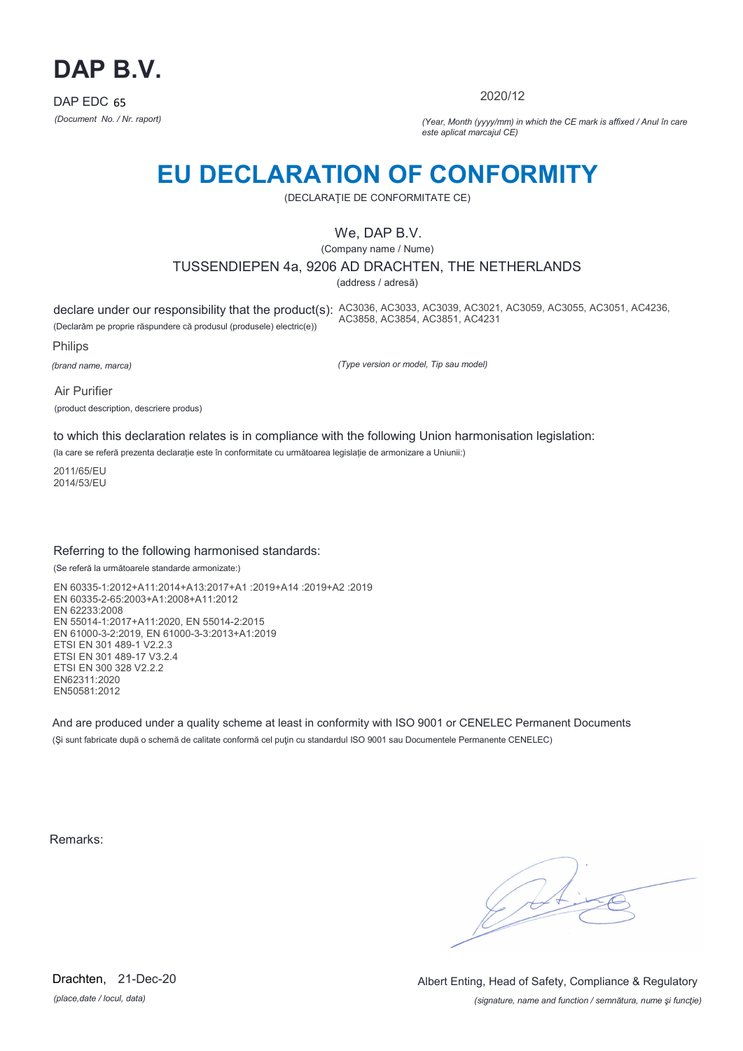# DAP B.V.

DAP EDC 65

*(Document No. / Nr. raport)*

2020/12

*(Year, Month (yyyy/mm) in which the CE mark is affixed / Anul în care este aplicat marcajul CE)*

# EU DECLARATION OF CONFORMITY

(DECLARAŢIE DE CONFORMITATE CE)

We, DAP B.V.

(Company name / Nume)

TUSSENDIEPEN 4a, 9206 AD DRACHTEN, THE NETHERLANDS

(address / adresă)

declare under our responsibility that the product(s): AC3036, AC3033, AC3039, AC3021, AC3059, AC3055, AC3051, AC4236, AC3858, AC3854, AC3851, AC4231

(Declarăm pe proprie răspundere că produsul (produsele) electric(e))

Philips

*(brand name, marca)*

*(Type version or model, Tip sau model)*

Air Purifier

(product description, descriere produs)

to which this declaration relates is in compliance with the following Union harmonisation legislation:

(la care se referă prezenta declaraţie este în conformitate cu următoarea legislaţie de armonizare a Uniunii:)

2011/65/EU
2014/53/EU

Referring to the following harmonised standards:

(Se referă la următoarele standarde armonizate:)

EN 60335-1:2012+A11:2014+A13:2017+A1 :2019+A14 :2019+A2 :2019
EN 60335-2-65:2003+A1:2008+A11:2012
EN 62233:2008
EN 55014-1:2017+A11:2020, EN 55014-2:2015
EN 61000-3-2:2019, EN 61000-3-3:2013+A1:2019
ETSI EN 301 489-1 V2.2.3
ETSI EN 301 489-17 V3.2.4
ETSI EN 300 328 V2.2.2
EN62311:2020
EN50581:2012

And are produced under a quality scheme at least in conformity with ISO 9001 or CENELEC Permanent Documents

(Şi sunt fabricate după o schemă de calitate conformă cel puţin cu standardul ISO 9001 sau Documentele Permanente CENELEC)

Remarks:

Drachten, 21-Dec-20

*(place,date / locul, data)*

Albert Enting, Head of Safety, Compliance & Regulatory

*(signature, name and function / semnătura, nume şi funcţie)*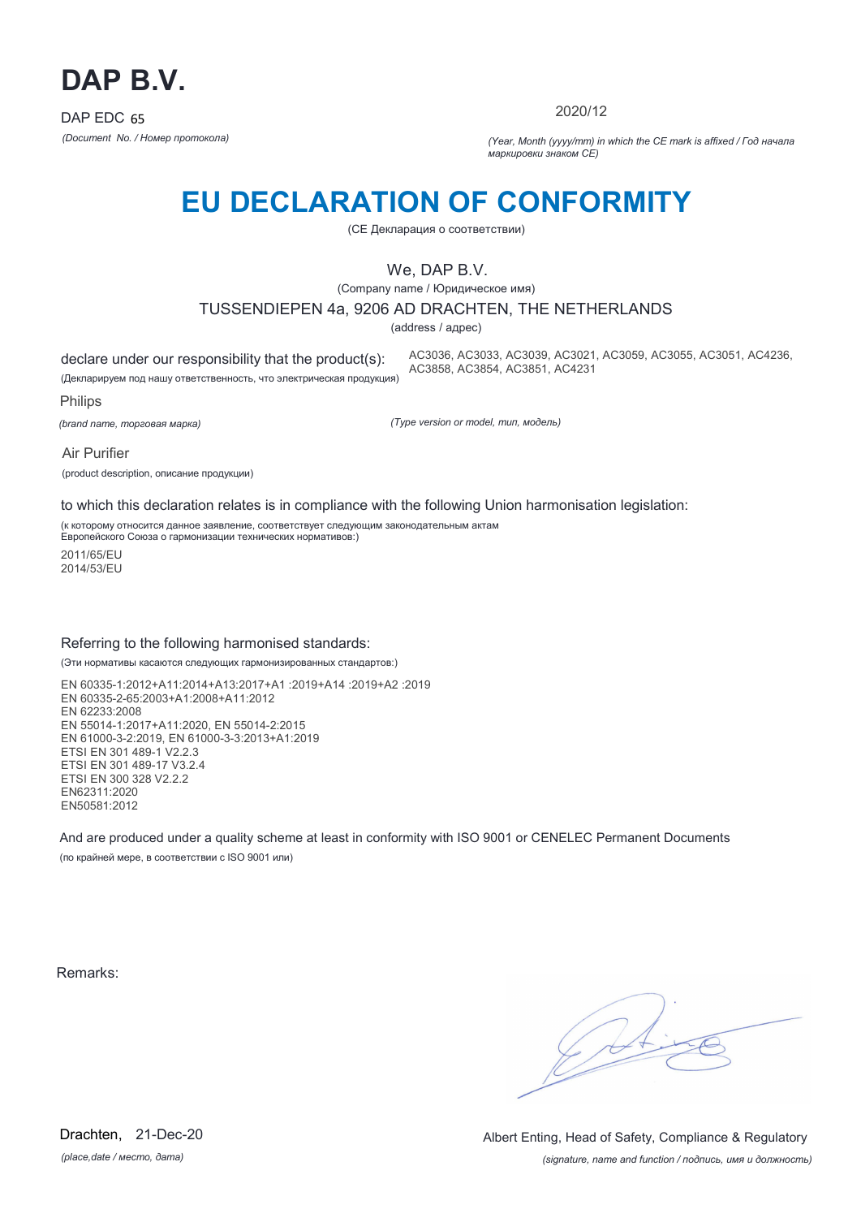# DAP B.V.

DAP EDC 65

*(Document No. / Номер протокола)*

2020/12

*(Year, Month (yyyy/mm) in which the CE mark is affixed / Год начала маркировки знаком CE)*

## EU DECLARATION OF CONFORMITY

(CE Декларация о соответствии)

We, DAP B.V.

(Company name / Юридическое имя)

TUSSENDIEPEN 4a, 9206 AD DRACHTEN, THE NETHERLANDS

(address / адрес)

declare under our responsibility that the product(s):

(Декларируем под нашу ответственность, что электрическая продукция)

AC3036, AC3033, AC3039, AC3021, AC3059, AC3055, AC3051, AC4236, AC3858, AC3854, AC3851, AC4231

Philips

*(brand name, торговая марка)*

*(Type version or model, тип, модель)*

Air Purifier

(product description, описание продукции)

to which this declaration relates is in compliance with the following Union harmonisation legislation:

(к которому относится данное заявление, соответствует следующим законодательным актам Европейского Союза о гармонизации технических нормативов:)

2011/65/EU
2014/53/EU

Referring to the following harmonised standards:

(Эти нормативы касаются следующих гармонизированных стандартов:)

EN 60335-1:2012+A11:2014+A13:2017+A1 :2019+A14 :2019+A2 :2019
EN 60335-2-65:2003+A1:2008+A11:2012
EN 62233:2008
EN 55014-1:2017+A11:2020, EN 55014-2:2015
EN 61000-3-2:2019, EN 61000-3-3:2013+A1:2019
ETSI EN 301 489-1 V2.2.3
ETSI EN 301 489-17 V3.2.4
ETSI EN 300 328 V2.2.2
EN62311:2020
EN50581:2012

And are produced under a quality scheme at least in conformity with ISO 9001 or CENELEC Permanent Documents

(по крайней мере, в соответствии с ISO 9001 или)

Remarks:

Drachten, 21-Dec-20

*(place,date / место, дата)*

Albert Enting, Head of Safety, Compliance & Regulatory

*(signature, name and function / подпись, имя и должность)*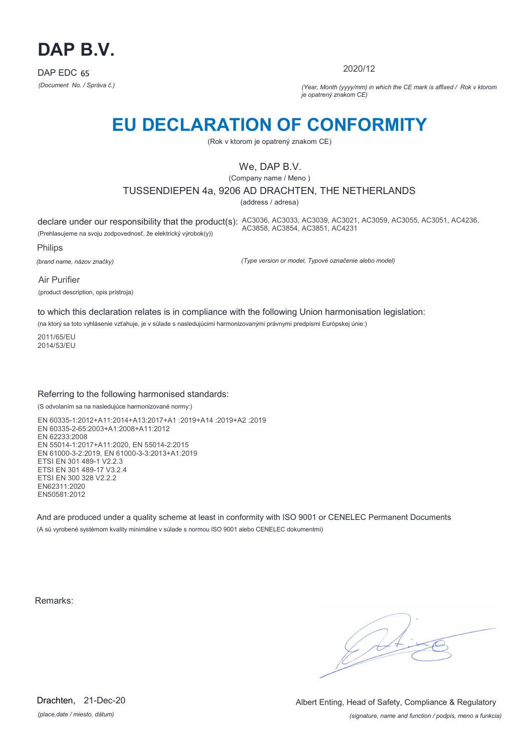# DAP B.V.

DAP EDC 65

*(Document No. / Správa č.)*

2020/12

*(Year, Month (yyyy/mm) in which the CE mark is affixed / Rok v ktorom je opatrený znakom CE)*

## EU DECLARATION OF CONFORMITY

(Rok v ktorom je opatrený znakom CE)

We, DAP B.V.

(Company name / Meno )

TUSSENDIEPEN 4a, 9206 AD DRACHTEN, THE NETHERLANDS

(address / adresa)

declare under our responsibility that the product(s): AC3036, AC3033, AC3039, AC3021, AC3059, AC3055, AC3051, AC4236, AC3858, AC3854, AC3851, AC4231

(Prehlasujeme na svoju zodpovednosť, že elektrický výrobok(y))

Philips

*(brand name, názov značky)*

*(Type version or model, Typové označenie alebo model)*

Air Purifier

(product description, opis prístroja)

to which this declaration relates is in compliance with the following Union harmonisation legislation:

(na ktorý sa toto vyhlásenie vzťahuje, je v súlade s nasledujúcimi harmonizovanými právnymi predpismi Európskej únie:)

2011/65/EU
2014/53/EU

Referring to the following harmonised standards:

(S odvolaním sa na nasledujúce harmonizované normy:)

EN 60335-1:2012+A11:2014+A13:2017+A1 :2019+A14 :2019+A2 :2019
EN 60335-2-65:2003+A1:2008+A11:2012
EN 62233:2008
EN 55014-1:2017+A11:2020, EN 55014-2:2015
EN 61000-3-2:2019, EN 61000-3-3:2013+A1:2019
ETSI EN 301 489-1 V2.2.3
ETSI EN 301 489-17 V3.2.4
ETSI EN 300 328 V2.2.2
EN62311:2020
EN50581:2012

And are produced under a quality scheme at least in conformity with ISO 9001 or CENELEC Permanent Documents

(A sú vyrobené systémom kvality minimálne v súlade s normou ISO 9001 alebo CENELEC dokumentmi)

Remarks:

Drachten, 21-Dec-20

*(place,date / miesto, dátum)*

Albert Enting, Head of Safety, Compliance & Regulatory

*(signature, name and function / podpis, meno a funkcia)*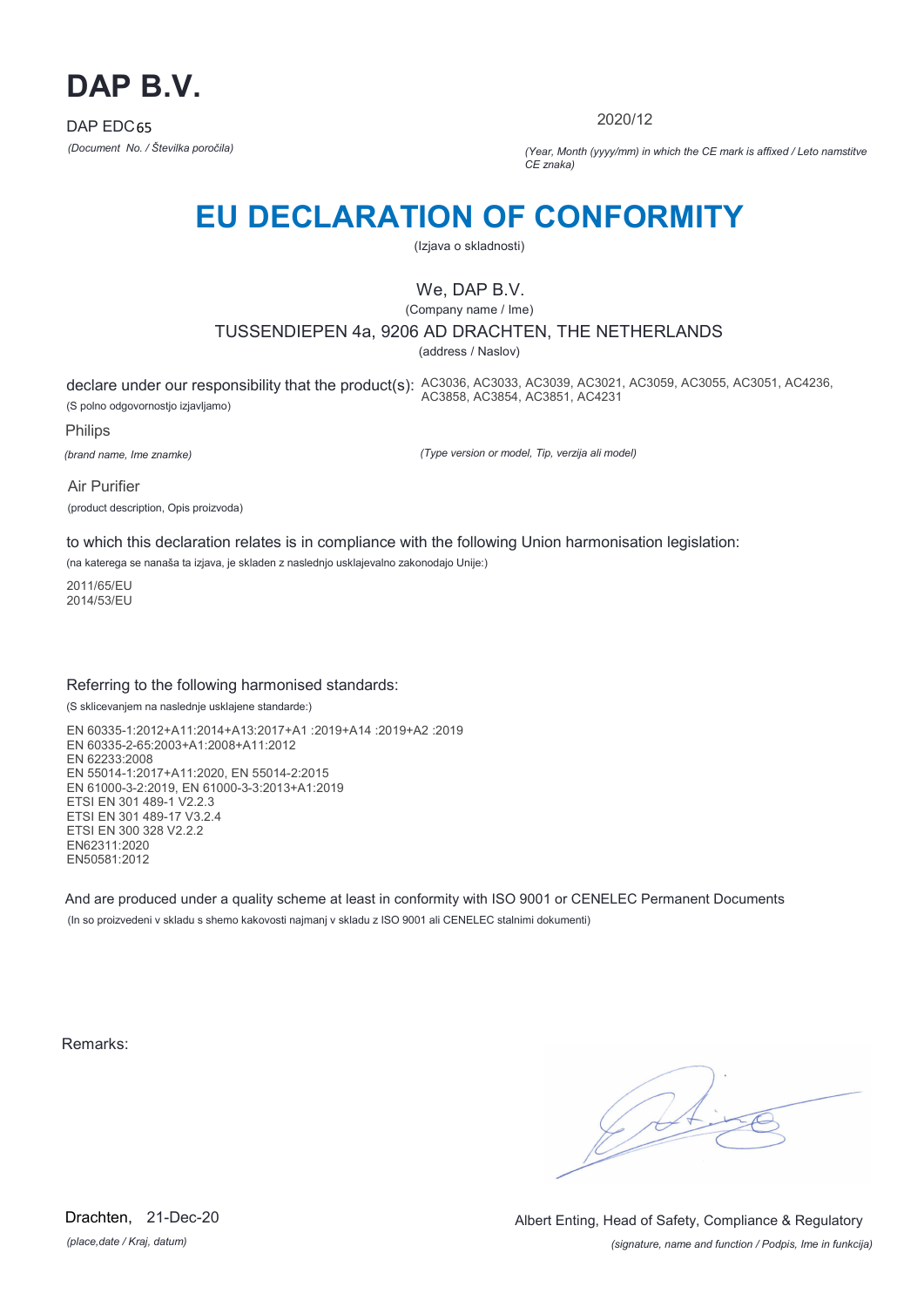# DAP B.V.

DAP EDC65

*(Document No. / Številka poročila)*

2020/12

*(Year, Month (yyyy/mm) in which the CE mark is affixed / Leto namstitve CE znaka)*

# EU DECLARATION OF CONFORMITY

(Izjava o skladnosti)

We, DAP B.V.

(Company name / Ime)

TUSSENDIEPEN 4a, 9206 AD DRACHTEN, THE NETHERLANDS

(address / Naslov)

declare under our responsibility that the product(s): AC3036, AC3033, AC3039, AC3021, AC3059, AC3055, AC3051, AC4236, AC3858, AC3854, AC3851, AC4231

(S polno odgovornostjo izjavljamo)

Philips

*(brand name, Ime znamke)*

*(Type version or model, Tip, verzija ali model)*

Air Purifier

(product description, Opis proizvoda)

to which this declaration relates is in compliance with the following Union harmonisation legislation:

(na katerega se nanaša ta izjava, je skladen z naslednjo usklajevalno zakonodajo Unije:)

2011/65/EU
2014/53/EU

Referring to the following harmonised standards:

(S sklicevanjem na naslednje usklajene standarde:)

EN 60335-1:2012+A11:2014+A13:2017+A1 :2019+A14 :2019+A2 :2019
EN 60335-2-65:2003+A1:2008+A11:2012
EN 62233:2008
EN 55014-1:2017+A11:2020, EN 55014-2:2015
EN 61000-3-2:2019, EN 61000-3-3:2013+A1:2019
ETSI EN 301 489-1 V2.2.3
ETSI EN 301 489-17 V3.2.4
ETSI EN 300 328 V2.2.2
EN62311:2020
EN50581:2012

And are produced under a quality scheme at least in conformity with ISO 9001 or CENELEC Permanent Documents

(In so proizvedeni v skladu s shemo kakovosti najmanj v skladu z ISO 9001 ali CENELEC stalnimi dokumenti)

Remarks:

Drachten, 21-Dec-20

*(place,date / Kraj, datum)*

Albert Enting, Head of Safety, Compliance & Regulatory

*(signature, name and function / Podpis, Ime in funkcija)*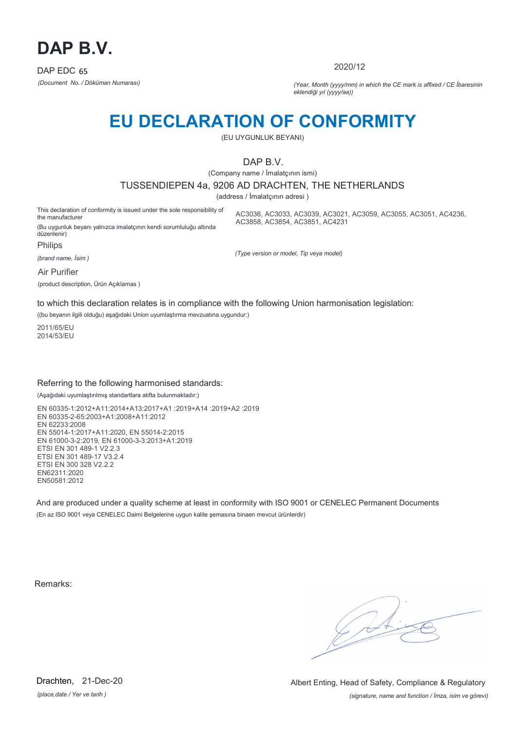# DAP B.V.

DAP EDC 65

*(Document No. / Döküman Numarası)*

2020/12

*(Year, Month (yyyy/mm) in which the CE mark is affixed / CE İbaresinin eklendiği yıl (yyyy/aa))*

# EU DECLARATION OF CONFORMITY

(EU UYGUNLUK BEYANI)

DAP B.V.

(Company name / İmalatçının ismi)

TUSSENDIEPEN 4a, 9206 AD DRACHTEN, THE NETHERLANDS

(address / İmalatçının adresi )

This declaration of conformity is issued under the sole responsibility of the manufacturer

(Bu uygunluk beyanı yalnızca imalatçının kendi sorumluluğu altında düzenlenir)

Philips

*(brand name, İsim )*

AC3036, AC3033, AC3039, AC3021, AC3059, AC3055, AC3051, AC4236, AC3858, AC3854, AC3851, AC4231

*(Type version or model, Tip veya model)*

Air Purifier

(product description, Ürün Açıklamas )

to which this declaration relates is in compliance with the following Union harmonisation legislation:

((bu beyanın ilgili olduğu) aşağıdaki Union uyumlaştırma mevzuatına uygundur:)

2011/65/EU
2014/53/EU

Referring to the following harmonised standards:

(Aşağıdaki uyumlaştırılmış standartlara atıfta bulunmaktadır:)

EN 60335-1:2012+A11:2014+A13:2017+A1 :2019+A14 :2019+A2 :2019
EN 60335-2-65:2003+A1:2008+A11:2012
EN 62233:2008
EN 55014-1:2017+A11:2020, EN 55014-2:2015
EN 61000-3-2:2019, EN 61000-3-3:2013+A1:2019
ETSI EN 301 489-1 V2.2.3
ETSI EN 301 489-17 V3.2.4
ETSI EN 300 328 V2.2.2
EN62311:2020
EN50581:2012

And are produced under a quality scheme at least in conformity with ISO 9001 or CENELEC Permanent Documents

(En az ISO 9001 veya CENELEC Daimi Belgelerine uygun kalite şemasına binaen mevcut ürünlerdir)

Remarks:

Drachten, 21-Dec-20

*(place,date / Yer ve tarih )*

Albert Enting, Head of Safety, Compliance & Regulatory

*(signature, name and function / İmza, isim ve görevi)*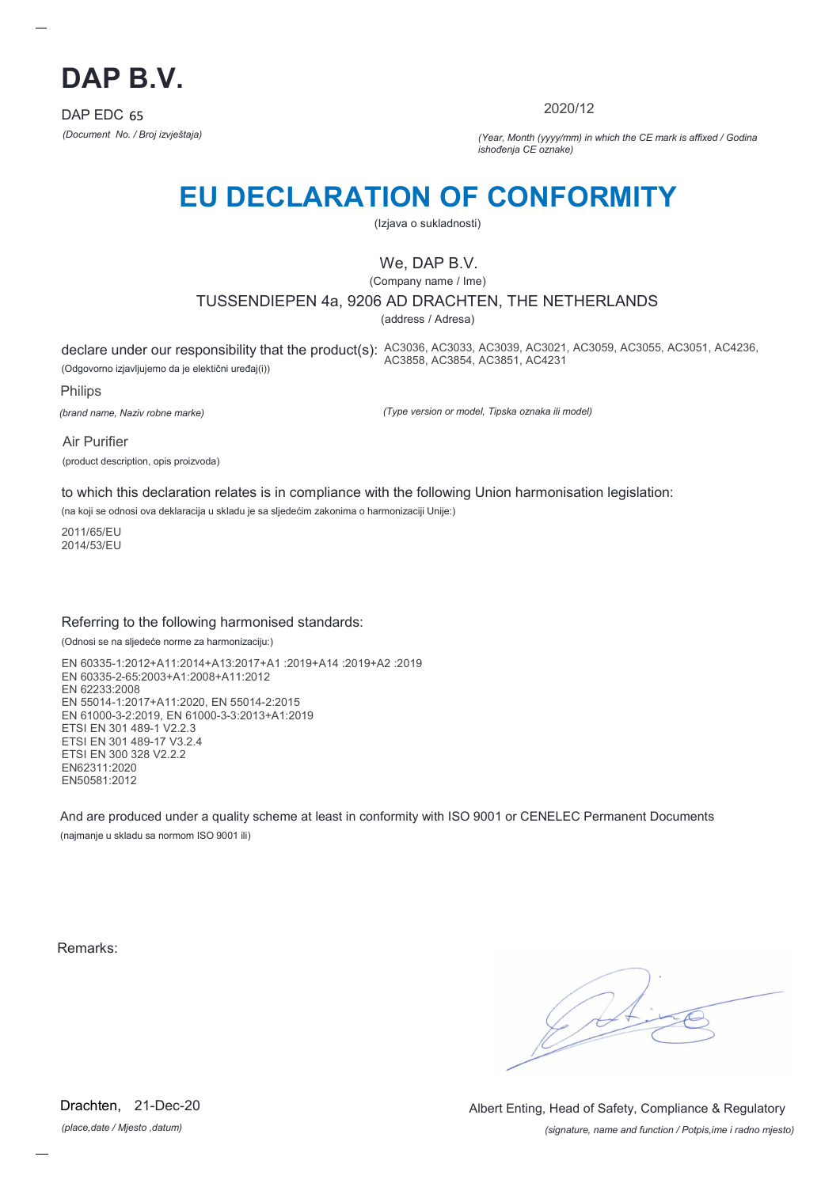# DAP B.V.

DAP EDC 65

*(Document No. / Broj izvještaja)*

2020/12

*(Year, Month (yyyy/mm) in which the CE mark is affixed / Godina ishođenja CE oznake)*

# EU DECLARATION OF CONFORMITY

(Izjava o sukladnosti)

We, DAP B.V.

(Company name / Ime)

TUSSENDIEPEN 4a, 9206 AD DRACHTEN, THE NETHERLANDS

(address / Adresa)

declare under our responsibility that the product(s): AC3036, AC3033, AC3039, AC3021, AC3059, AC3055, AC3051, AC4236, AC3858, AC3854, AC3851, AC4231

(Odgovorno izjavljujemo da je elektični uređaj(i))

Philips

*(brand name, Naziv robne marke)*

*(Type version or model, Tipska oznaka ili model)*

Air Purifier

(product description, opis proizvoda)

to which this declaration relates is in compliance with the following Union harmonisation legislation:

(na koji se odnosi ova deklaracija u skladu je sa sljedećim zakonima o harmonizaciji Unije:)

2011/65/EU
2014/53/EU

Referring to the following harmonised standards:

(Odnosi se na sljedeće norme za harmonizaciju:)

EN 60335-1:2012+A11:2014+A13:2017+A1 :2019+A14 :2019+A2 :2019
EN 60335-2-65:2003+A1:2008+A11:2012
EN 62233:2008
EN 55014-1:2017+A11:2020, EN 55014-2:2015
EN 61000-3-2:2019, EN 61000-3-3:2013+A1:2019
ETSI EN 301 489-1 V2.2.3
ETSI EN 301 489-17 V3.2.4
ETSI EN 300 328 V2.2.2
EN62311:2020
EN50581:2012

And are produced under a quality scheme at least in conformity with ISO 9001 or CENELEC Permanent Documents

(najmanje u skladu sa normom ISO 9001 ili)

Remarks:

Drachten, 21-Dec-20

*(place,date / Mjesto ,datum)*

Albert Enting, Head of Safety, Compliance & Regulatory

*(signature, name and function / Potpis,ime i radno mjesto)*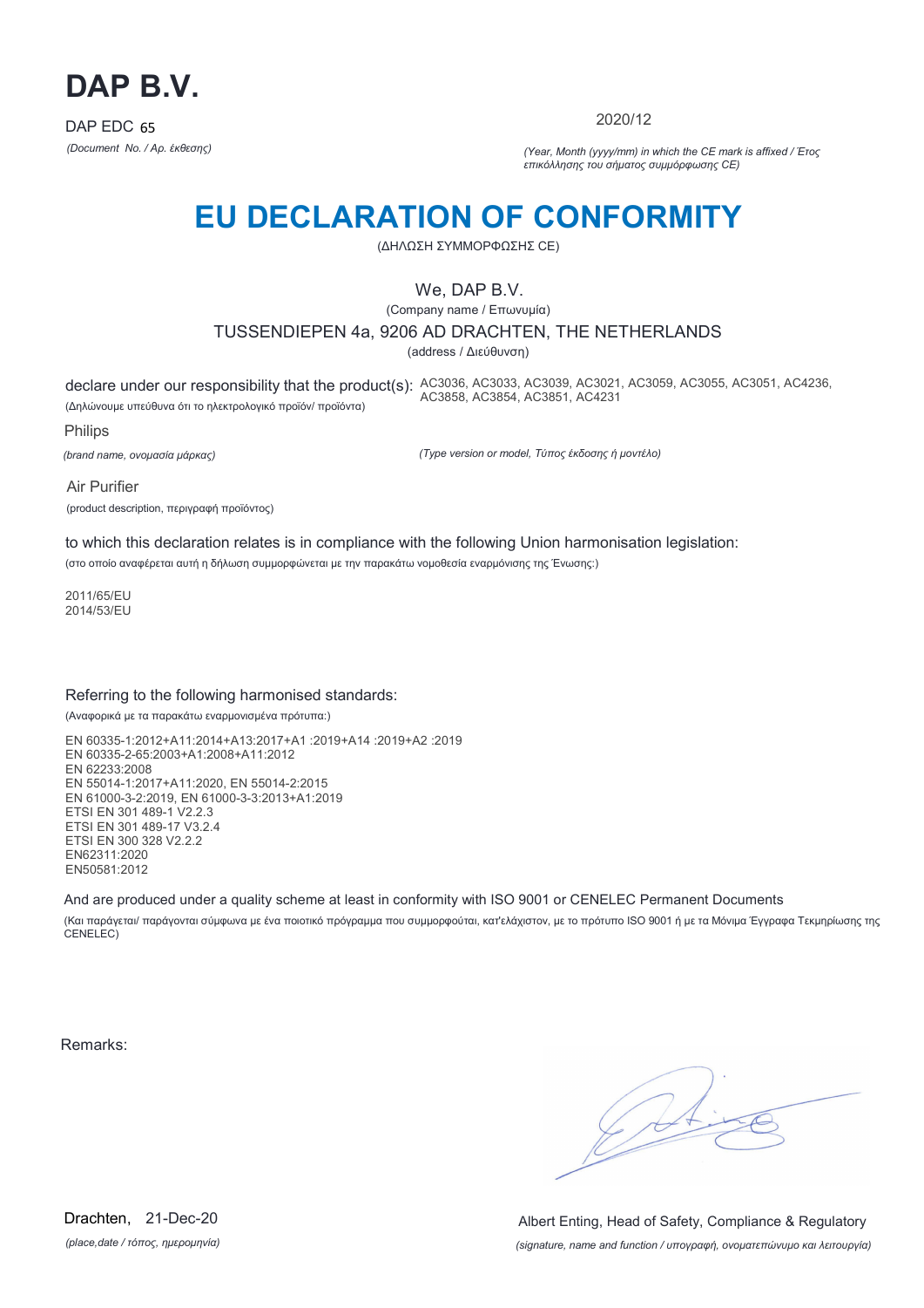# DAP B.V.

DAP EDC 65

*(Document No. / Αρ. έκθεσης)*

2020/12

*(Year, Month (yyyy/mm) in which the CE mark is affixed / Έτος επικόλλησης του σήματος συμμόρφωσης CE)*

# EU DECLARATION OF CONFORMITY

(ΔΗΛΩΣΗ ΣΥΜΜΟΡΦΩΣΗΣ CE)

We, DAP B.V.

(Company name / Επωνυμία)

TUSSENDIEPEN 4a, 9206 AD DRACHTEN, THE NETHERLANDS

(address / Διεύθυνση)

declare under our responsibility that the product(s): AC3036, AC3033, AC3039, AC3021, AC3059, AC3055, AC3051, AC4236, AC3858, AC3854, AC3851, AC4231

(Δηλώνουμε υπεύθυνα ότι το ηλεκτρολογικό προϊόν/ προϊόντα)

Philips

*(brand name, ονομασία μάρκας)*

*(Type version or model, Τύπος έκδοσης ή μοντέλο)*

Air Purifier

(product description, περιγραφή προϊόντος)

to which this declaration relates is in compliance with the following Union harmonisation legislation:

(στο οποίο αναφέρεται αυτή η δήλωση συμμορφώνεται με την παρακάτω νομοθεσία εναρμόνισης της Ένωσης:)

2011/65/EU
2014/53/EU

Referring to the following harmonised standards:

(Αναφορικά με τα παρακάτω εναρμονισμένα πρότυπα:)

EN 60335-1:2012+A11:2014+A13:2017+A1 :2019+A14 :2019+A2 :2019
EN 60335-2-65:2003+A1:2008+A11:2012
EN 62233:2008
EN 55014-1:2017+A11:2020, EN 55014-2:2015
EN 61000-3-2:2019, EN 61000-3-3:2013+A1:2019
ETSI EN 301 489-1 V2.2.3
ETSI EN 301 489-17 V3.2.4
ETSI EN 300 328 V2.2.2
EN62311:2020
EN50581:2012

And are produced under a quality scheme at least in conformity with ISO 9001 or CENELEC Permanent Documents

(Και παράγεται/ παράγονται σύμφωνα με ένα ποιοτικό πρόγραμμα που συμμορφούται, κατ'ελάχιστον, με το πρότυπο ISO 9001 ή με τα Μόνιμα Έγγραφα Τεκμηρίωσης της CENELEC)

Remarks:

Drachten, 21-Dec-20

*(place,date / τόπος, ημερομηνία)*

Albert Enting, Head of Safety, Compliance & Regulatory

*(signature, name and function / υπογραφή, ονοματεπώνυμο και λειτουργία)*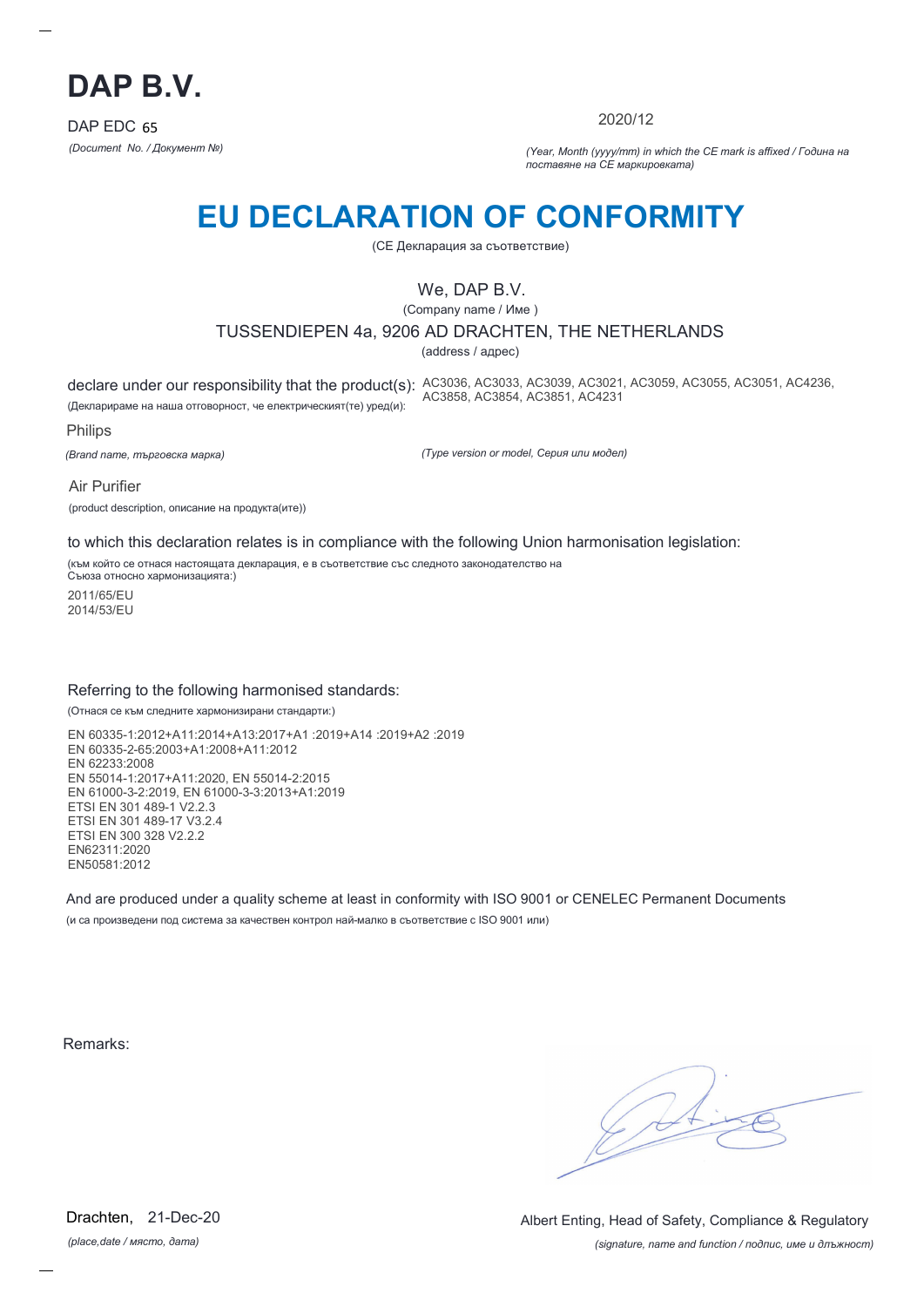# DAP B.V.

DAP EDC 65

*(Document No. / Документ №)*

2020/12

*(Year, Month (yyyy/mm) in which the CE mark is affixed / Година на поставяне на CE маркировката)*

# EU DECLARATION OF CONFORMITY

(CE Декларация за съответствие)

We, DAP B.V.

(Company name / Име )

TUSSENDIEPEN 4a, 9206 AD DRACHTEN, THE NETHERLANDS

(address / адрес)

declare under our responsibility that the product(s): AC3036, AC3033, AC3039, AC3021, AC3059, AC3055, AC3051, AC4236, AC3858, AC3854, AC3851, AC4231

(Декларираме на наша отговорност, че електрическият(те) уред(и):

Philips

*(Brand name, търговска марка)*

*(Type version or model, Серия или модел)*

Air Purifier

(product description, описание на продукта(ите))

to which this declaration relates is in compliance with the following Union harmonisation legislation:

(към който се отнася настоящата декларация, е в съответствие със следното законодателство на Съюза относно хармонизацията:)

2011/65/EU
2014/53/EU

Referring to the following harmonised standards:

(Отнася се към следните хармонизирани стандарти:)

EN 60335-1:2012+A11:2014+A13:2017+A1 :2019+A14 :2019+A2 :2019
EN 60335-2-65:2003+A1:2008+A11:2012
EN 62233:2008
EN 55014-1:2017+A11:2020, EN 55014-2:2015
EN 61000-3-2:2019, EN 61000-3-3:2013+A1:2019
ETSI EN 301 489-1 V2.2.3
ETSI EN 301 489-17 V3.2.4
ETSI EN 300 328 V2.2.2
EN62311:2020
EN50581:2012

And are produced under a quality scheme at least in conformity with ISO 9001 or CENELEC Permanent Documents

(и са произведени под система за качествен контрол най-малко в съответствие с ISO 9001 или)

Remarks:

Drachten, 21-Dec-20

*(place,date / място, дата)*

Albert Enting, Head of Safety, Compliance & Regulatory

*(signature, name and function / подпис, име и длъжност)*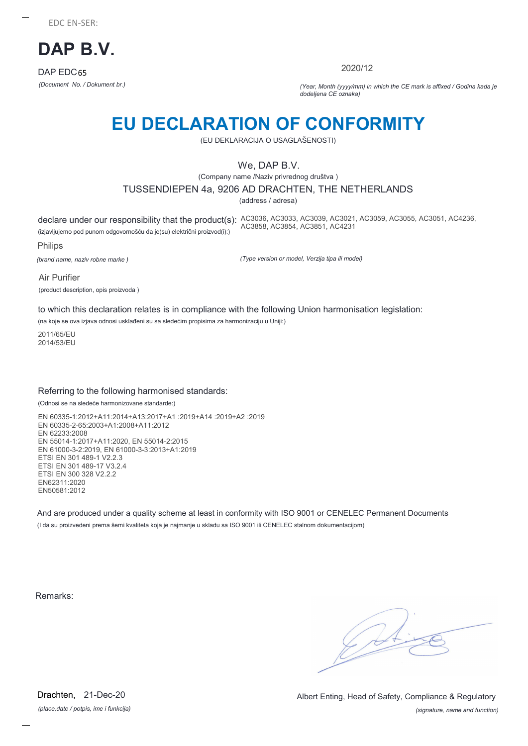EDC EN-SER:

# DAP B.V.

DAP EDC65

*(Document No. / Dokument br.)*

2020/12

*(Year, Month (yyyy/mm) in which the CE mark is affixed / Godina kada je dodeljena CE oznaka)*

# EU DECLARATION OF CONFORMITY

(EU DEKLARACIJA O USAGLAŠENOSTI)

We, DAP B.V.

(Company name /Naziv privrednog društva )

TUSSENDIEPEN 4a, 9206 AD DRACHTEN, THE NETHERLANDS

(address / adresa)

declare under our responsibility that the product(s):
(izjavljujemo pod punom odgovornošću da je(su) električni proizvod(i):)

AC3036, AC3033, AC3039, AC3021, AC3059, AC3055, AC3051, AC4236, AC3858, AC3854, AC3851, AC4231

Philips

*(brand name, naziv robne marke )*

*(Type version or model, Verzija tipa ili model)*

Air Purifier

(product description, opis proizvoda )

to which this declaration relates is in compliance with the following Union harmonisation legislation:

(na koje se ova izjava odnosi usklađeni su sa sledećim propisima za harmonizaciju u Uniji:)

2011/65/EU
2014/53/EU

Referring to the following harmonised standards:

(Odnosi se na sledeće harmonizovane standarde:)

EN 60335-1:2012+A11:2014+A13:2017+A1 :2019+A14 :2019+A2 :2019
EN 60335-2-65:2003+A1:2008+A11:2012
EN 62233:2008
EN 55014-1:2017+A11:2020, EN 55014-2:2015
EN 61000-3-2:2019, EN 61000-3-3:2013+A1:2019
ETSI EN 301 489-1 V2.2.3
ETSI EN 301 489-17 V3.2.4
ETSI EN 300 328 V2.2.2
EN62311:2020
EN50581:2012

And are produced under a quality scheme at least in conformity with ISO 9001 or CENELEC Permanent Documents

(I da su proizvedeni prema šemi kvaliteta koja je najmanje u skladu sa ISO 9001 ili CENELEC stalnom dokumentacijom)

Remarks:

Drachten, 21-Dec-20

*(place,date / potpis, ime i funkcija)*

Albert Enting, Head of Safety, Compliance & Regulatory

*(signature, name and function)*